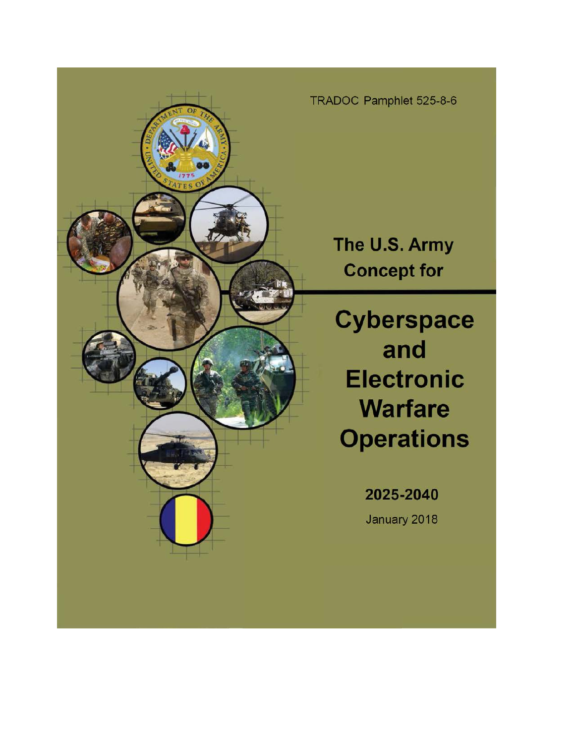TRADOC Pamphlet 525-8-6

# The U.S. Army Concept for

# Cyberspace and Electronic Warfare Operations

## 2025-2040

January 2018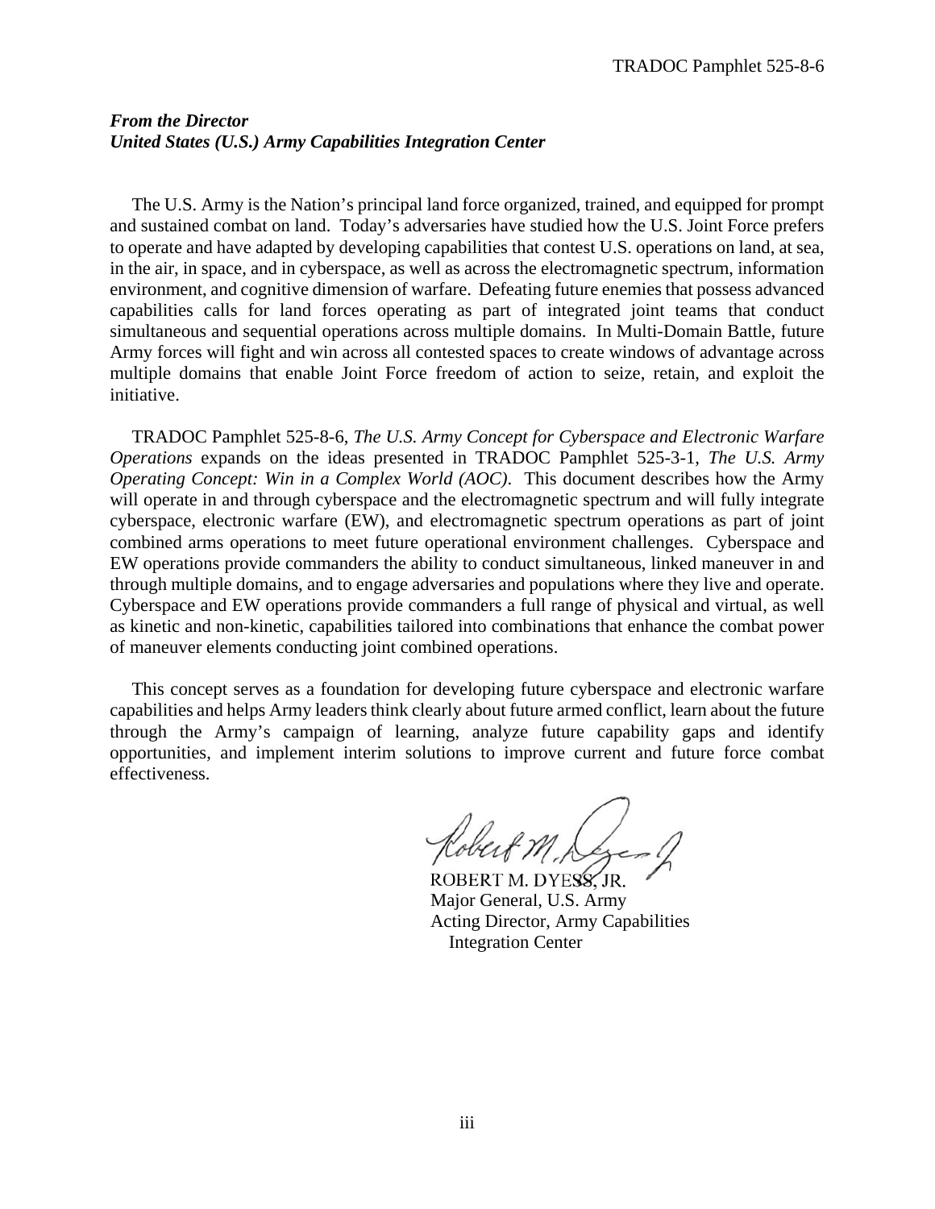***From the Director***
***United States (U.S.) Army Capabilities Integration Center***

The U.S. Army is the Nation's principal land force organized, trained, and equipped for prompt and sustained combat on land. Today's adversaries have studied how the U.S. Joint Force prefers to operate and have adapted by developing capabilities that contest U.S. operations on land, at sea, in the air, in space, and in cyberspace, as well as across the electromagnetic spectrum, information environment, and cognitive dimension of warfare. Defeating future enemies that possess advanced capabilities calls for land forces operating as part of integrated joint teams that conduct simultaneous and sequential operations across multiple domains. In Multi-Domain Battle, future Army forces will fight and win across all contested spaces to create windows of advantage across multiple domains that enable Joint Force freedom of action to seize, retain, and exploit the initiative.

TRADOC Pamphlet 525-8-6, *The U.S. Army Concept for Cyberspace and Electronic Warfare Operations* expands on the ideas presented in TRADOC Pamphlet 525-3-1, *The U.S. Army Operating Concept: Win in a Complex World (AOC)*. This document describes how the Army will operate in and through cyberspace and the electromagnetic spectrum and will fully integrate cyberspace, electronic warfare (EW), and electromagnetic spectrum operations as part of joint combined arms operations to meet future operational environment challenges. Cyberspace and EW operations provide commanders the ability to conduct simultaneous, linked maneuver in and through multiple domains, and to engage adversaries and populations where they live and operate. Cyberspace and EW operations provide commanders a full range of physical and virtual, as well as kinetic and non-kinetic, capabilities tailored into combinations that enhance the combat power of maneuver elements conducting joint combined operations.

This concept serves as a foundation for developing future cyberspace and electronic warfare capabilities and helps Army leaders think clearly about future armed conflict, learn about the future through the Army's campaign of learning, analyze future capability gaps and identify opportunities, and implement interim solutions to improve current and future force combat effectiveness.

ROBERT M. DYESS, JR.
Major General, U.S. Army
Acting Director, Army Capabilities Integration Center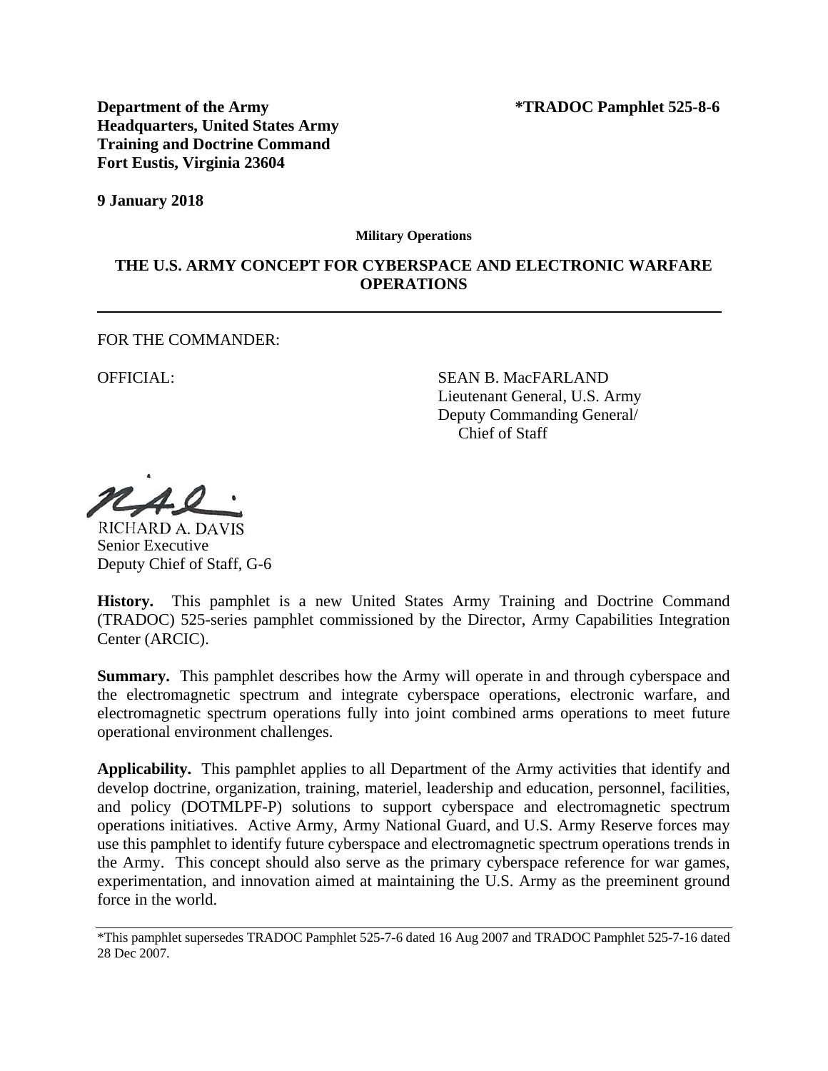**Department of the Army**
**Headquarters, United States Army**
**Training and Doctrine Command**
**Fort Eustis, Virginia 23604**

**\*TRADOC Pamphlet 525-8-6**

**9 January 2018**

**Military Operations**

**THE U.S. ARMY CONCEPT FOR CYBERSPACE AND ELECTRONIC WARFARE OPERATIONS**

---

FOR THE COMMANDER:

OFFICIAL:

SEAN B. MacFARLAND
Lieutenant General, U.S. Army
Deputy Commanding General/
Chief of Staff

RICHARD A. DAVIS
Senior Executive
Deputy Chief of Staff, G-6

**History.** This pamphlet is a new United States Army Training and Doctrine Command (TRADOC) 525-series pamphlet commissioned by the Director, Army Capabilities Integration Center (ARCIC).

**Summary.** This pamphlet describes how the Army will operate in and through cyberspace and the electromagnetic spectrum and integrate cyberspace operations, electronic warfare, and electromagnetic spectrum operations fully into joint combined arms operations to meet future operational environment challenges.

**Applicability.** This pamphlet applies to all Department of the Army activities that identify and develop doctrine, organization, training, materiel, leadership and education, personnel, facilities, and policy (DOTMLPF-P) solutions to support cyberspace and electromagnetic spectrum operations initiatives. Active Army, Army National Guard, and U.S. Army Reserve forces may use this pamphlet to identify future cyberspace and electromagnetic spectrum operations trends in the Army. This concept should also serve as the primary cyberspace reference for war games, experimentation, and innovation aimed at maintaining the U.S. Army as the preeminent ground force in the world.

---

\*This pamphlet supersedes TRADOC Pamphlet 525-7-6 dated 16 Aug 2007 and TRADOC Pamphlet 525-7-16 dated 28 Dec 2007.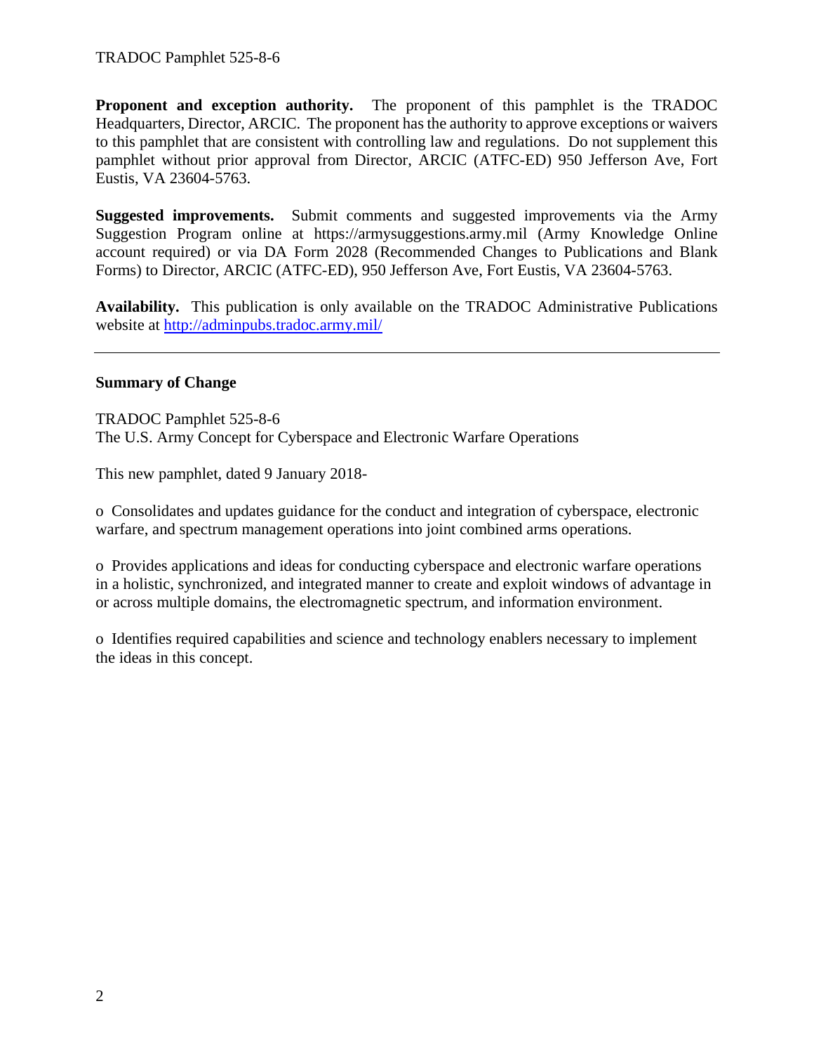**Proponent and exception authority.** The proponent of this pamphlet is the TRADOC Headquarters, Director, ARCIC. The proponent has the authority to approve exceptions or waivers to this pamphlet that are consistent with controlling law and regulations. Do not supplement this pamphlet without prior approval from Director, ARCIC (ATFC-ED) 950 Jefferson Ave, Fort Eustis, VA 23604-5763.

**Suggested improvements.** Submit comments and suggested improvements via the Army Suggestion Program online at https://armysuggestions.army.mil (Army Knowledge Online account required) or via DA Form 2028 (Recommended Changes to Publications and Blank Forms) to Director, ARCIC (ATFC-ED), 950 Jefferson Ave, Fort Eustis, VA 23604-5763.

**Availability.** This publication is only available on the TRADOC Administrative Publications website at http://adminpubs.tradoc.army.mil/

---

**Summary of Change**

TRADOC Pamphlet 525-8-6
The U.S. Army Concept for Cyberspace and Electronic Warfare Operations

This new pamphlet, dated 9 January 2018-

o Consolidates and updates guidance for the conduct and integration of cyberspace, electronic warfare, and spectrum management operations into joint combined arms operations.

o Provides applications and ideas for conducting cyberspace and electronic warfare operations in a holistic, synchronized, and integrated manner to create and exploit windows of advantage in or across multiple domains, the electromagnetic spectrum, and information environment.

o Identifies required capabilities and science and technology enablers necessary to implement the ideas in this concept.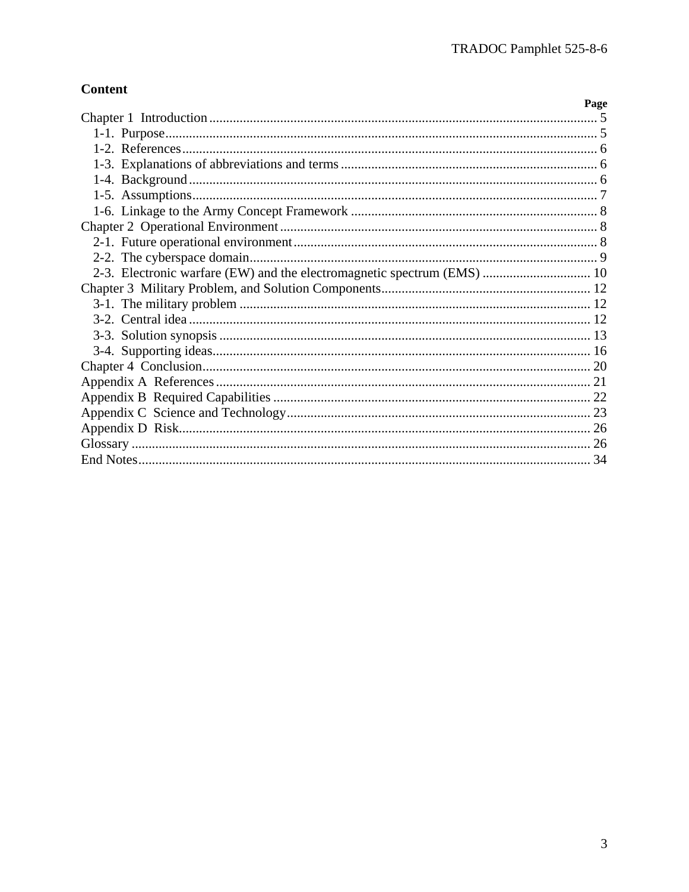## Content

| | Page |
|---|---|
| Chapter 1 Introduction | 5 |
| 1-1. Purpose | 5 |
| 1-2. References | 6 |
| 1-3. Explanations of abbreviations and terms | 6 |
| 1-4. Background | 6 |
| 1-5. Assumptions | 7 |
| 1-6. Linkage to the Army Concept Framework | 8 |
| Chapter 2 Operational Environment | 8 |
| 2-1. Future operational environment | 8 |
| 2-2. The cyberspace domain | 9 |
| 2-3. Electronic warfare (EW) and the electromagnetic spectrum (EMS) | 10 |
| Chapter 3 Military Problem, and Solution Components | 12 |
| 3-1. The military problem | 12 |
| 3-2. Central idea | 12 |
| 3-3. Solution synopsis | 13 |
| 3-4. Supporting ideas | 16 |
| Chapter 4 Conclusion | 20 |
| Appendix A References | 21 |
| Appendix B Required Capabilities | 22 |
| Appendix C Science and Technology | 23 |
| Appendix D Risk | 26 |
| Glossary | 26 |
| End Notes | 34 |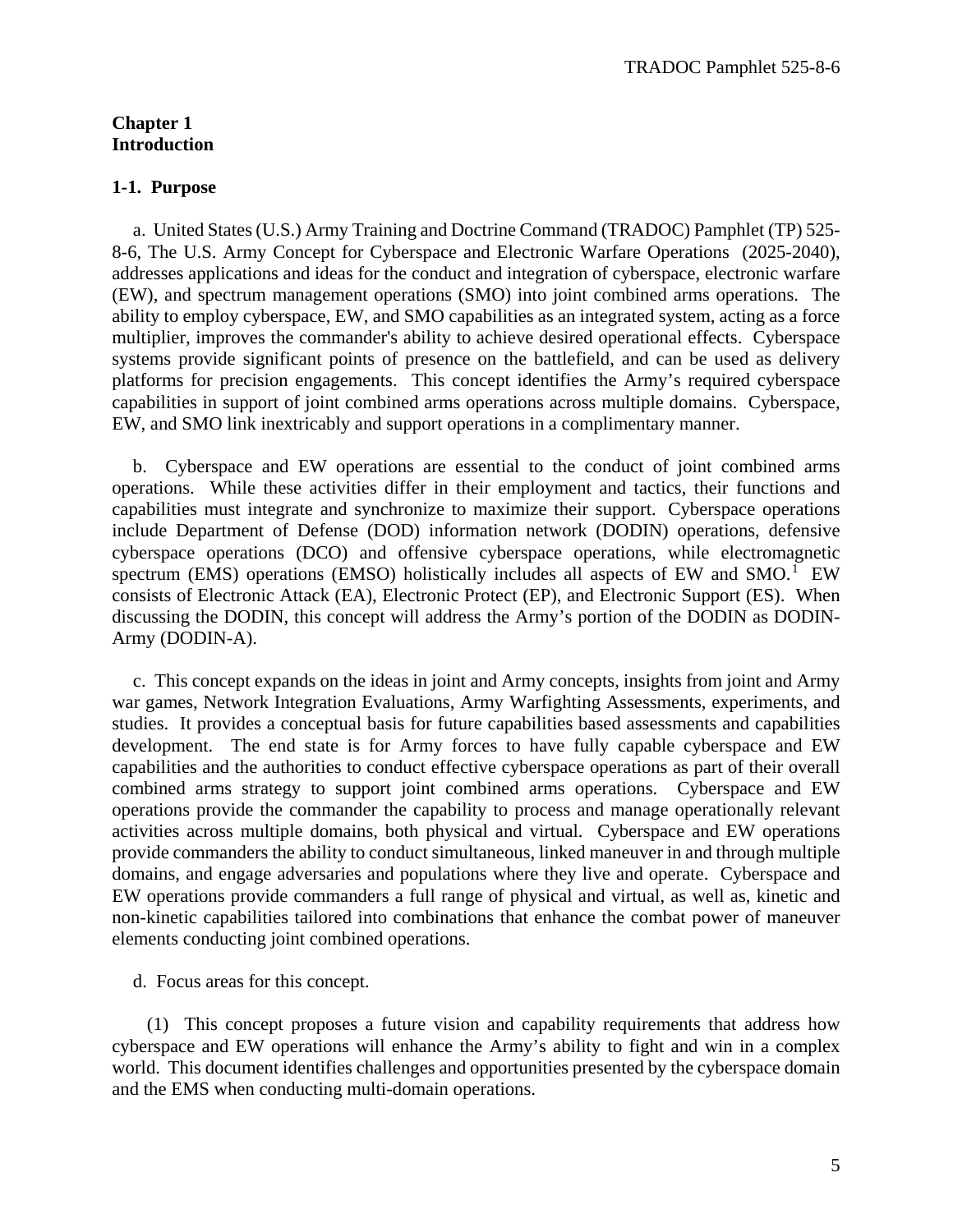## Chapter 1
## Introduction

### 1-1. Purpose

a. United States (U.S.) Army Training and Doctrine Command (TRADOC) Pamphlet (TP) 525-8-6, The U.S. Army Concept for Cyberspace and Electronic Warfare Operations (2025-2040), addresses applications and ideas for the conduct and integration of cyberspace, electronic warfare (EW), and spectrum management operations (SMO) into joint combined arms operations. The ability to employ cyberspace, EW, and SMO capabilities as an integrated system, acting as a force multiplier, improves the commander's ability to achieve desired operational effects. Cyberspace systems provide significant points of presence on the battlefield, and can be used as delivery platforms for precision engagements. This concept identifies the Army's required cyberspace capabilities in support of joint combined arms operations across multiple domains. Cyberspace, EW, and SMO link inextricably and support operations in a complimentary manner.

b. Cyberspace and EW operations are essential to the conduct of joint combined arms operations. While these activities differ in their employment and tactics, their functions and capabilities must integrate and synchronize to maximize their support. Cyberspace operations include Department of Defense (DOD) information network (DODIN) operations, defensive cyberspace operations (DCO) and offensive cyberspace operations, while electromagnetic spectrum (EMS) operations (EMSO) holistically includes all aspects of EW and SMO.[1] EW consists of Electronic Attack (EA), Electronic Protect (EP), and Electronic Support (ES). When discussing the DODIN, this concept will address the Army's portion of the DODIN as DODIN-Army (DODIN-A).

c. This concept expands on the ideas in joint and Army concepts, insights from joint and Army war games, Network Integration Evaluations, Army Warfighting Assessments, experiments, and studies. It provides a conceptual basis for future capabilities based assessments and capabilities development. The end state is for Army forces to have fully capable cyberspace and EW capabilities and the authorities to conduct effective cyberspace operations as part of their overall combined arms strategy to support joint combined arms operations. Cyberspace and EW operations provide the commander the capability to process and manage operationally relevant activities across multiple domains, both physical and virtual. Cyberspace and EW operations provide commanders the ability to conduct simultaneous, linked maneuver in and through multiple domains, and engage adversaries and populations where they live and operate. Cyberspace and EW operations provide commanders a full range of physical and virtual, as well as, kinetic and non-kinetic capabilities tailored into combinations that enhance the combat power of maneuver elements conducting joint combined operations.

d. Focus areas for this concept.

(1) This concept proposes a future vision and capability requirements that address how cyberspace and EW operations will enhance the Army's ability to fight and win in a complex world. This document identifies challenges and opportunities presented by the cyberspace domain and the EMS when conducting multi-domain operations.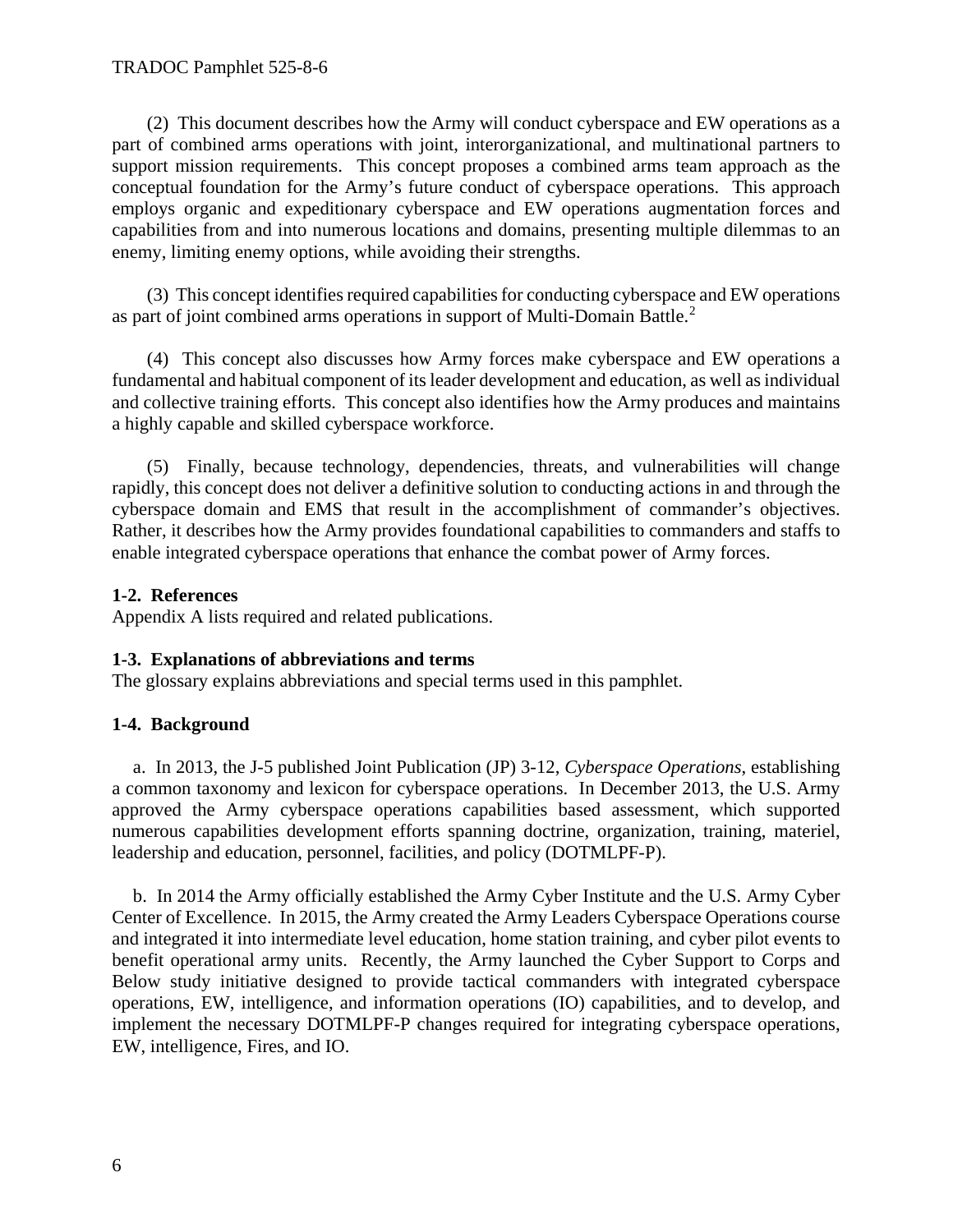(2) This document describes how the Army will conduct cyberspace and EW operations as a part of combined arms operations with joint, interorganizational, and multinational partners to support mission requirements. This concept proposes a combined arms team approach as the conceptual foundation for the Army's future conduct of cyberspace operations. This approach employs organic and expeditionary cyberspace and EW operations augmentation forces and capabilities from and into numerous locations and domains, presenting multiple dilemmas to an enemy, limiting enemy options, while avoiding their strengths.

(3) This concept identifies required capabilities for conducting cyberspace and EW operations as part of joint combined arms operations in support of Multi-Domain Battle.[2]

(4) This concept also discusses how Army forces make cyberspace and EW operations a fundamental and habitual component of its leader development and education, as well as individual and collective training efforts. This concept also identifies how the Army produces and maintains a highly capable and skilled cyberspace workforce.

(5) Finally, because technology, dependencies, threats, and vulnerabilities will change rapidly, this concept does not deliver a definitive solution to conducting actions in and through the cyberspace domain and EMS that result in the accomplishment of commander's objectives. Rather, it describes how the Army provides foundational capabilities to commanders and staffs to enable integrated cyberspace operations that enhance the combat power of Army forces.

**1-2. References**
Appendix A lists required and related publications.

**1-3. Explanations of abbreviations and terms**
The glossary explains abbreviations and special terms used in this pamphlet.

**1-4. Background**

a. In 2013, the J-5 published Joint Publication (JP) 3-12, *Cyberspace Operations*, establishing a common taxonomy and lexicon for cyberspace operations. In December 2013, the U.S. Army approved the Army cyberspace operations capabilities based assessment, which supported numerous capabilities development efforts spanning doctrine, organization, training, materiel, leadership and education, personnel, facilities, and policy (DOTMLPF-P).

b. In 2014 the Army officially established the Army Cyber Institute and the U.S. Army Cyber Center of Excellence. In 2015, the Army created the Army Leaders Cyberspace Operations course and integrated it into intermediate level education, home station training, and cyber pilot events to benefit operational army units. Recently, the Army launched the Cyber Support to Corps and Below study initiative designed to provide tactical commanders with integrated cyberspace operations, EW, intelligence, and information operations (IO) capabilities, and to develop, and implement the necessary DOTMLPF-P changes required for integrating cyberspace operations, EW, intelligence, Fires, and IO.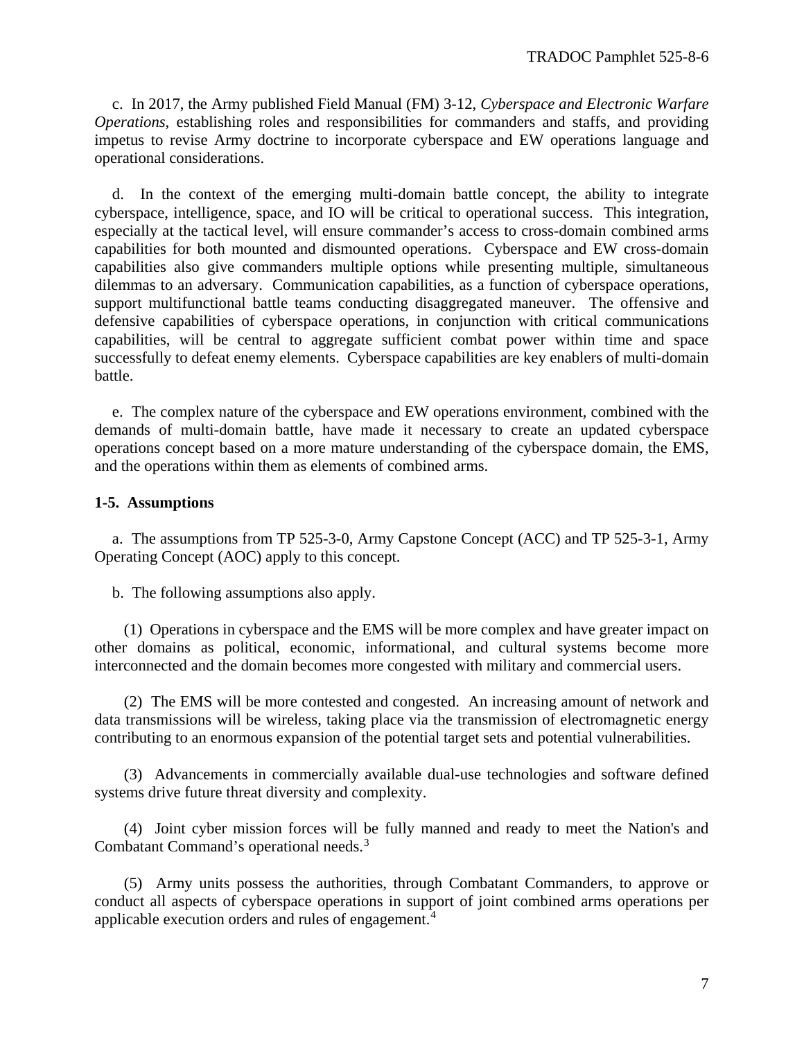c. In 2017, the Army published Field Manual (FM) 3-12, *Cyberspace and Electronic Warfare Operations*, establishing roles and responsibilities for commanders and staffs, and providing impetus to revise Army doctrine to incorporate cyberspace and EW operations language and operational considerations.

d. In the context of the emerging multi-domain battle concept, the ability to integrate cyberspace, intelligence, space, and IO will be critical to operational success. This integration, especially at the tactical level, will ensure commander's access to cross-domain combined arms capabilities for both mounted and dismounted operations. Cyberspace and EW cross-domain capabilities also give commanders multiple options while presenting multiple, simultaneous dilemmas to an adversary. Communication capabilities, as a function of cyberspace operations, support multifunctional battle teams conducting disaggregated maneuver. The offensive and defensive capabilities of cyberspace operations, in conjunction with critical communications capabilities, will be central to aggregate sufficient combat power within time and space successfully to defeat enemy elements. Cyberspace capabilities are key enablers of multi-domain battle.

e. The complex nature of the cyberspace and EW operations environment, combined with the demands of multi-domain battle, have made it necessary to create an updated cyberspace operations concept based on a more mature understanding of the cyberspace domain, the EMS, and the operations within them as elements of combined arms.

**1-5. Assumptions**

a. The assumptions from TP 525-3-0, Army Capstone Concept (ACC) and TP 525-3-1, Army Operating Concept (AOC) apply to this concept.

b. The following assumptions also apply.

(1) Operations in cyberspace and the EMS will be more complex and have greater impact on other domains as political, economic, informational, and cultural systems become more interconnected and the domain becomes more congested with military and commercial users.

(2) The EMS will be more contested and congested. An increasing amount of network and data transmissions will be wireless, taking place via the transmission of electromagnetic energy contributing to an enormous expansion of the potential target sets and potential vulnerabilities.

(3) Advancements in commercially available dual-use technologies and software defined systems drive future threat diversity and complexity.

(4) Joint cyber mission forces will be fully manned and ready to meet the Nation's and Combatant Command's operational needs.[3]

(5) Army units possess the authorities, through Combatant Commanders, to approve or conduct all aspects of cyberspace operations in support of joint combined arms operations per applicable execution orders and rules of engagement.[4]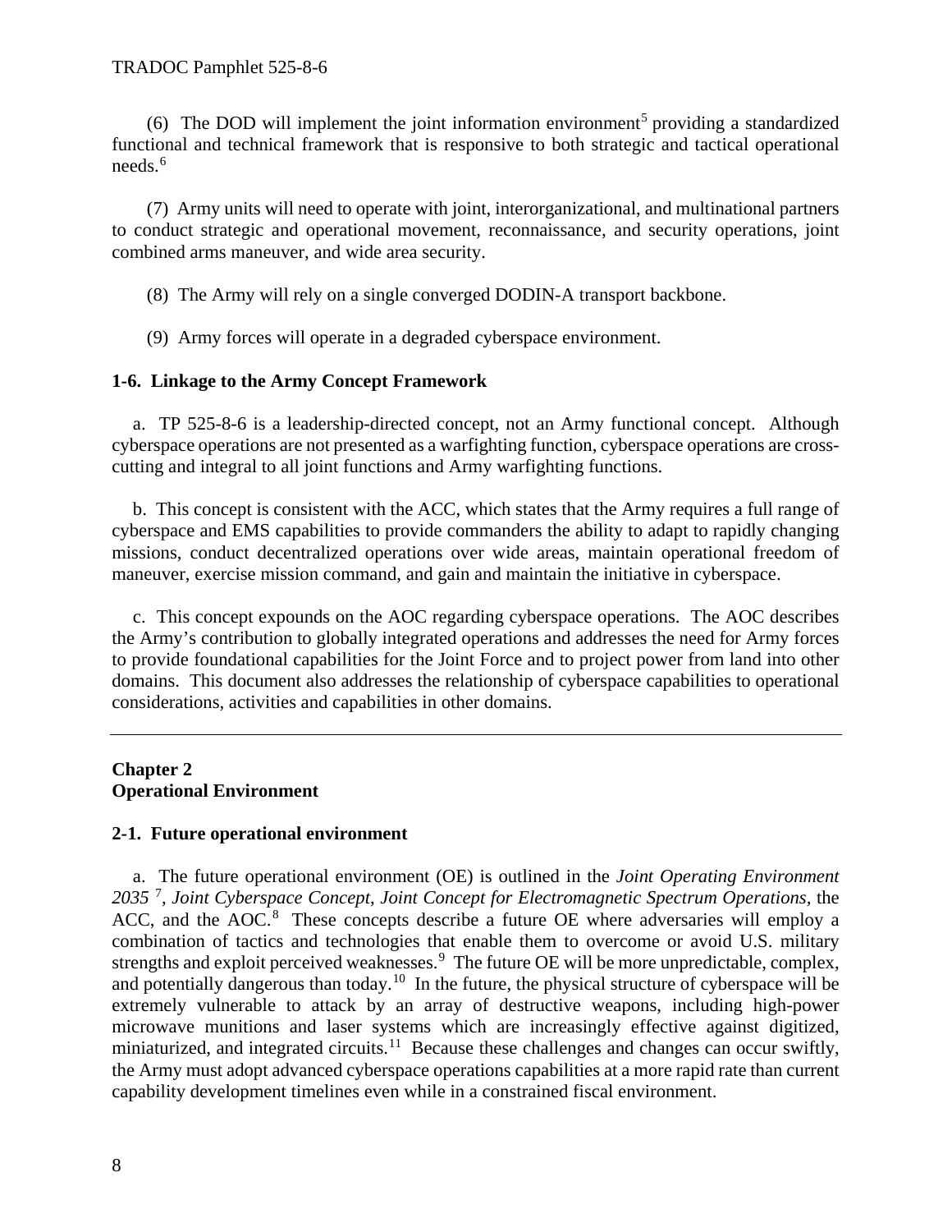(6) The DOD will implement the joint information environment[5] providing a standardized functional and technical framework that is responsive to both strategic and tactical operational needs.[6]

(7) Army units will need to operate with joint, interorganizational, and multinational partners to conduct strategic and operational movement, reconnaissance, and security operations, joint combined arms maneuver, and wide area security.

(8) The Army will rely on a single converged DODIN-A transport backbone.

(9) Army forces will operate in a degraded cyberspace environment.

### 1-6. Linkage to the Army Concept Framework

a. TP 525-8-6 is a leadership-directed concept, not an Army functional concept. Although cyberspace operations are not presented as a warfighting function, cyberspace operations are cross-cutting and integral to all joint functions and Army warfighting functions.

b. This concept is consistent with the ACC, which states that the Army requires a full range of cyberspace and EMS capabilities to provide commanders the ability to adapt to rapidly changing missions, conduct decentralized operations over wide areas, maintain operational freedom of maneuver, exercise mission command, and gain and maintain the initiative in cyberspace.

c. This concept expounds on the AOC regarding cyberspace operations. The AOC describes the Army's contribution to globally integrated operations and addresses the need for Army forces to provide foundational capabilities for the Joint Force and to project power from land into other domains. This document also addresses the relationship of cyberspace capabilities to operational considerations, activities and capabilities in other domains.

---

## Chapter 2
## Operational Environment

### 2-1. Future operational environment

a. The future operational environment (OE) is outlined in the *Joint Operating Environment 2035* [7], *Joint Cyberspace Concept*, *Joint Concept for Electromagnetic Spectrum Operations*, the ACC, and the AOC.[8] These concepts describe a future OE where adversaries will employ a combination of tactics and technologies that enable them to overcome or avoid U.S. military strengths and exploit perceived weaknesses.[9] The future OE will be more unpredictable, complex, and potentially dangerous than today.[10] In the future, the physical structure of cyberspace will be extremely vulnerable to attack by an array of destructive weapons, including high-power microwave munitions and laser systems which are increasingly effective against digitized, miniaturized, and integrated circuits.[11] Because these challenges and changes can occur swiftly, the Army must adopt advanced cyberspace operations capabilities at a more rapid rate than current capability development timelines even while in a constrained fiscal environment.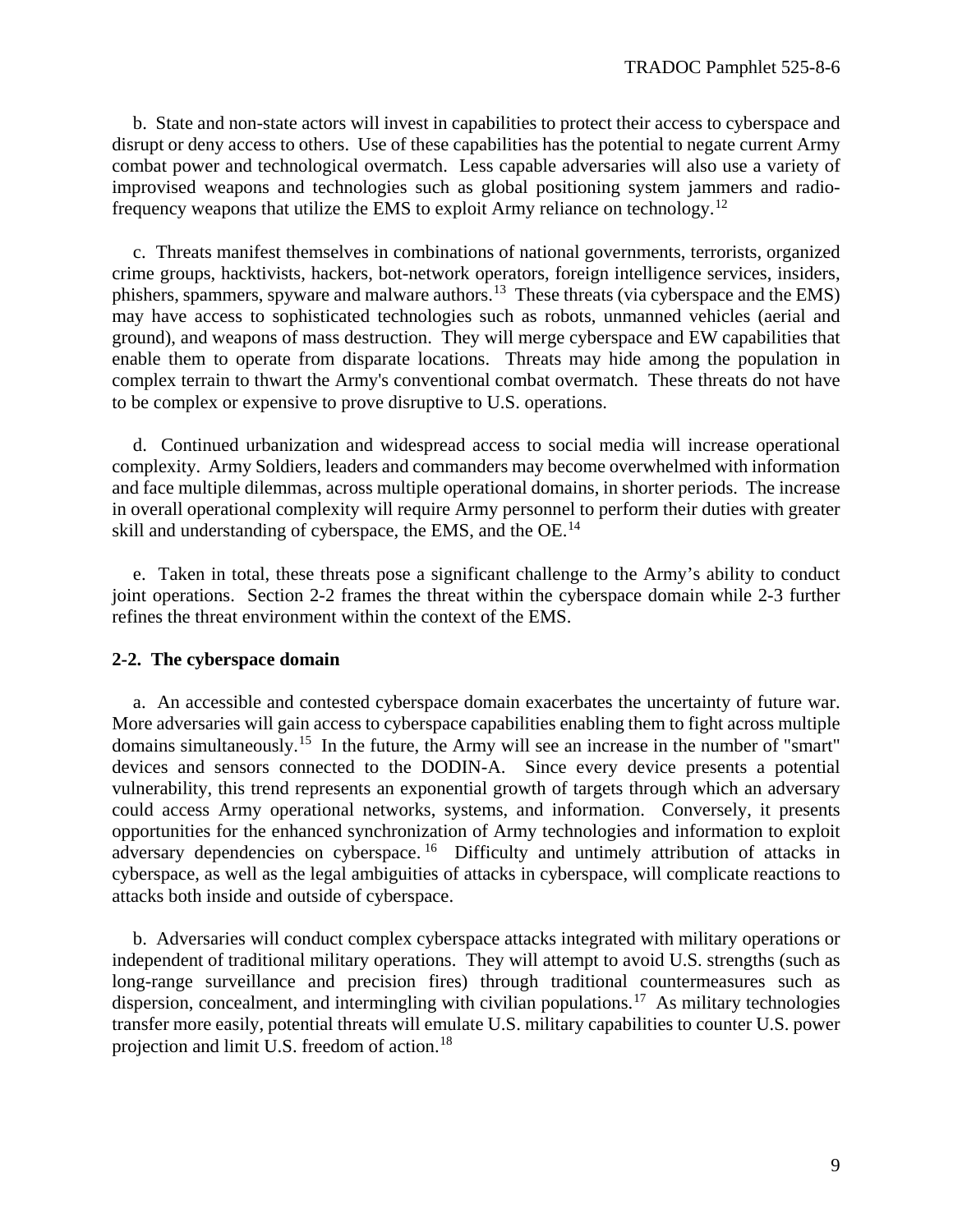b. State and non-state actors will invest in capabilities to protect their access to cyberspace and disrupt or deny access to others. Use of these capabilities has the potential to negate current Army combat power and technological overmatch. Less capable adversaries will also use a variety of improvised weapons and technologies such as global positioning system jammers and radio-frequency weapons that utilize the EMS to exploit Army reliance on technology.[12]

c. Threats manifest themselves in combinations of national governments, terrorists, organized crime groups, hacktivists, hackers, bot-network operators, foreign intelligence services, insiders, phishers, spammers, spyware and malware authors.[13] These threats (via cyberspace and the EMS) may have access to sophisticated technologies such as robots, unmanned vehicles (aerial and ground), and weapons of mass destruction. They will merge cyberspace and EW capabilities that enable them to operate from disparate locations. Threats may hide among the population in complex terrain to thwart the Army's conventional combat overmatch. These threats do not have to be complex or expensive to prove disruptive to U.S. operations.

d. Continued urbanization and widespread access to social media will increase operational complexity. Army Soldiers, leaders and commanders may become overwhelmed with information and face multiple dilemmas, across multiple operational domains, in shorter periods. The increase in overall operational complexity will require Army personnel to perform their duties with greater skill and understanding of cyberspace, the EMS, and the OE.[14]

e. Taken in total, these threats pose a significant challenge to the Army's ability to conduct joint operations. Section 2-2 frames the threat within the cyberspace domain while 2-3 further refines the threat environment within the context of the EMS.

**2-2. The cyberspace domain**

a. An accessible and contested cyberspace domain exacerbates the uncertainty of future war. More adversaries will gain access to cyberspace capabilities enabling them to fight across multiple domains simultaneously.[15] In the future, the Army will see an increase in the number of "smart" devices and sensors connected to the DODIN-A. Since every device presents a potential vulnerability, this trend represents an exponential growth of targets through which an adversary could access Army operational networks, systems, and information. Conversely, it presents opportunities for the enhanced synchronization of Army technologies and information to exploit adversary dependencies on cyberspace.[16] Difficulty and untimely attribution of attacks in cyberspace, as well as the legal ambiguities of attacks in cyberspace, will complicate reactions to attacks both inside and outside of cyberspace.

b. Adversaries will conduct complex cyberspace attacks integrated with military operations or independent of traditional military operations. They will attempt to avoid U.S. strengths (such as long-range surveillance and precision fires) through traditional countermeasures such as dispersion, concealment, and intermingling with civilian populations.[17] As military technologies transfer more easily, potential threats will emulate U.S. military capabilities to counter U.S. power projection and limit U.S. freedom of action.[18]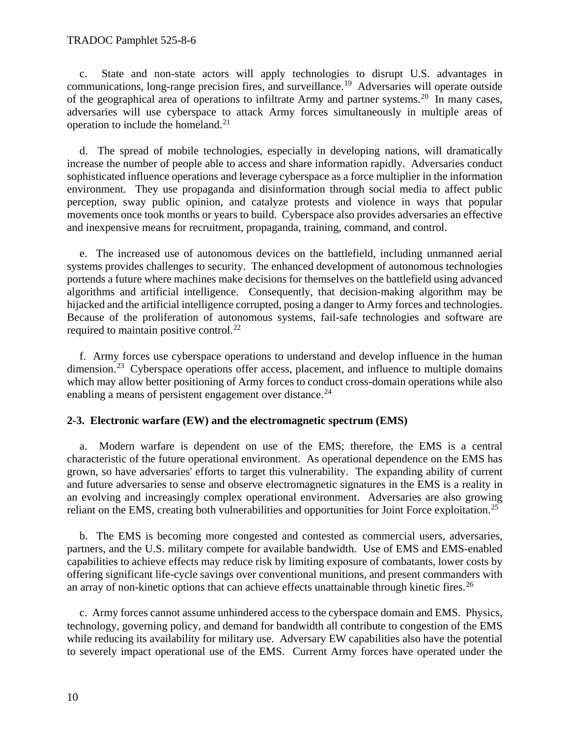c. State and non-state actors will apply technologies to disrupt U.S. advantages in communications, long-range precision fires, and surveillance.[19] Adversaries will operate outside of the geographical area of operations to infiltrate Army and partner systems.[20] In many cases, adversaries will use cyberspace to attack Army forces simultaneously in multiple areas of operation to include the homeland.[21]

d. The spread of mobile technologies, especially in developing nations, will dramatically increase the number of people able to access and share information rapidly. Adversaries conduct sophisticated influence operations and leverage cyberspace as a force multiplier in the information environment. They use propaganda and disinformation through social media to affect public perception, sway public opinion, and catalyze protests and violence in ways that popular movements once took months or years to build. Cyberspace also provides adversaries an effective and inexpensive means for recruitment, propaganda, training, command, and control.

e. The increased use of autonomous devices on the battlefield, including unmanned aerial systems provides challenges to security. The enhanced development of autonomous technologies portends a future where machines make decisions for themselves on the battlefield using advanced algorithms and artificial intelligence. Consequently, that decision-making algorithm may be hijacked and the artificial intelligence corrupted, posing a danger to Army forces and technologies. Because of the proliferation of autonomous systems, fail-safe technologies and software are required to maintain positive control.[22]

f. Army forces use cyberspace operations to understand and develop influence in the human dimension.[23] Cyberspace operations offer access, placement, and influence to multiple domains which may allow better positioning of Army forces to conduct cross-domain operations while also enabling a means of persistent engagement over distance.[24]

## 2-3. Electronic warfare (EW) and the electromagnetic spectrum (EMS)

a. Modern warfare is dependent on use of the EMS; therefore, the EMS is a central characteristic of the future operational environment. As operational dependence on the EMS has grown, so have adversaries' efforts to target this vulnerability. The expanding ability of current and future adversaries to sense and observe electromagnetic signatures in the EMS is a reality in an evolving and increasingly complex operational environment. Adversaries are also growing reliant on the EMS, creating both vulnerabilities and opportunities for Joint Force exploitation.[25]

b. The EMS is becoming more congested and contested as commercial users, adversaries, partners, and the U.S. military compete for available bandwidth. Use of EMS and EMS-enabled capabilities to achieve effects may reduce risk by limiting exposure of combatants, lower costs by offering significant life-cycle savings over conventional munitions, and present commanders with an array of non-kinetic options that can achieve effects unattainable through kinetic fires.[26]

c. Army forces cannot assume unhindered access to the cyberspace domain and EMS. Physics, technology, governing policy, and demand for bandwidth all contribute to congestion of the EMS while reducing its availability for military use. Adversary EW capabilities also have the potential to severely impact operational use of the EMS. Current Army forces have operated under the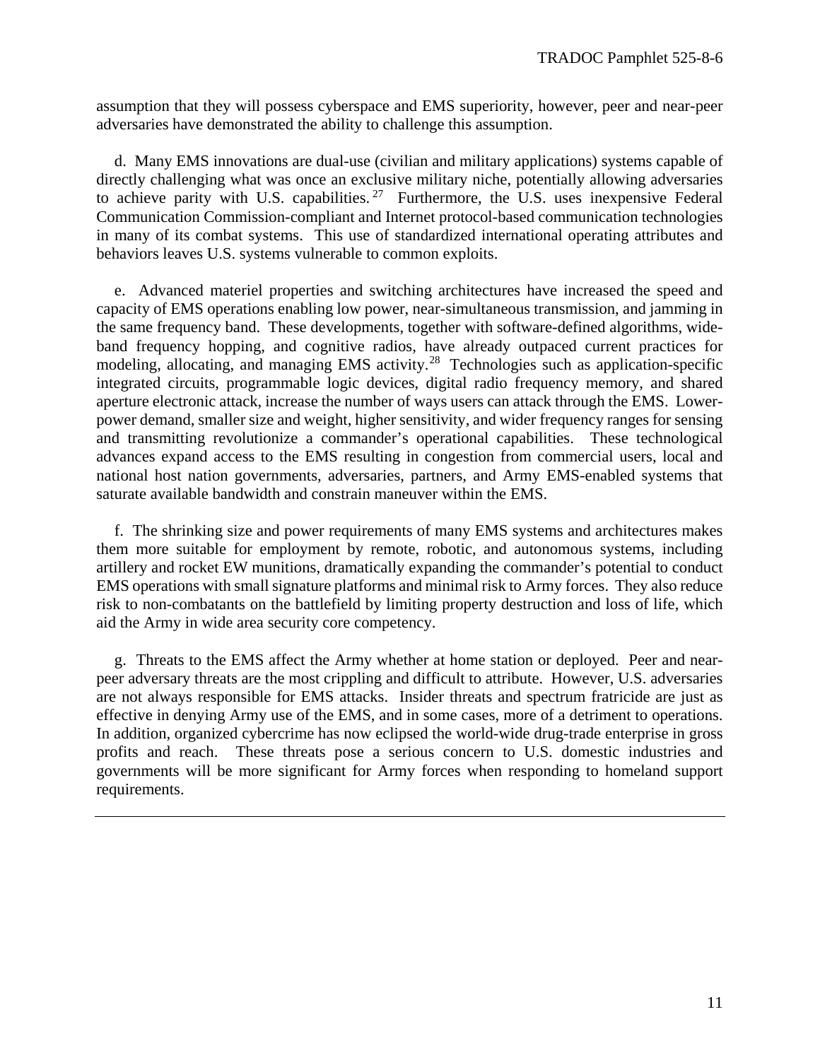assumption that they will possess cyberspace and EMS superiority, however, peer and near-peer adversaries have demonstrated the ability to challenge this assumption.

d. Many EMS innovations are dual-use (civilian and military applications) systems capable of directly challenging what was once an exclusive military niche, potentially allowing adversaries to achieve parity with U.S. capabilities.[27] Furthermore, the U.S. uses inexpensive Federal Communication Commission-compliant and Internet protocol-based communication technologies in many of its combat systems. This use of standardized international operating attributes and behaviors leaves U.S. systems vulnerable to common exploits.

e. Advanced materiel properties and switching architectures have increased the speed and capacity of EMS operations enabling low power, near-simultaneous transmission, and jamming in the same frequency band. These developments, together with software-defined algorithms, wide-band frequency hopping, and cognitive radios, have already outpaced current practices for modeling, allocating, and managing EMS activity.[28] Technologies such as application-specific integrated circuits, programmable logic devices, digital radio frequency memory, and shared aperture electronic attack, increase the number of ways users can attack through the EMS. Lower-power demand, smaller size and weight, higher sensitivity, and wider frequency ranges for sensing and transmitting revolutionize a commander's operational capabilities. These technological advances expand access to the EMS resulting in congestion from commercial users, local and national host nation governments, adversaries, partners, and Army EMS-enabled systems that saturate available bandwidth and constrain maneuver within the EMS.

f. The shrinking size and power requirements of many EMS systems and architectures makes them more suitable for employment by remote, robotic, and autonomous systems, including artillery and rocket EW munitions, dramatically expanding the commander's potential to conduct EMS operations with small signature platforms and minimal risk to Army forces. They also reduce risk to non-combatants on the battlefield by limiting property destruction and loss of life, which aid the Army in wide area security core competency.

g. Threats to the EMS affect the Army whether at home station or deployed. Peer and near-peer adversary threats are the most crippling and difficult to attribute. However, U.S. adversaries are not always responsible for EMS attacks. Insider threats and spectrum fratricide are just as effective in denying Army use of the EMS, and in some cases, more of a detriment to operations. In addition, organized cybercrime has now eclipsed the world-wide drug-trade enterprise in gross profits and reach. These threats pose a serious concern to U.S. domestic industries and governments will be more significant for Army forces when responding to homeland support requirements.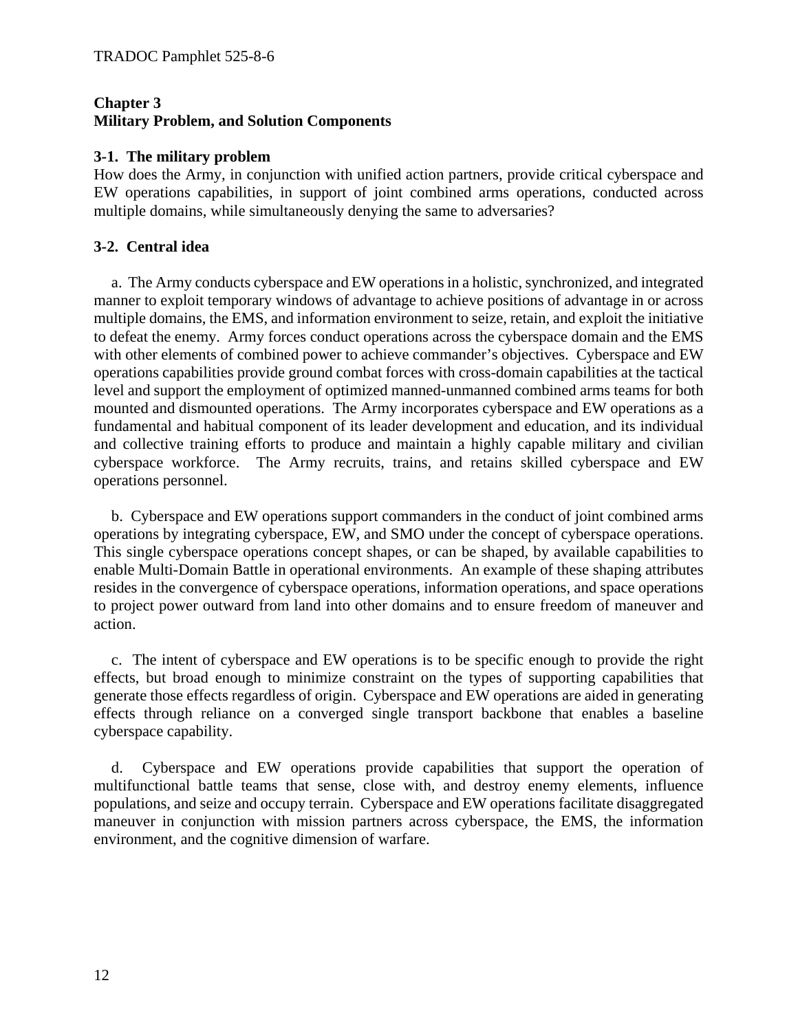## Chapter 3
## Military Problem, and Solution Components

### 3-1. The military problem

How does the Army, in conjunction with unified action partners, provide critical cyberspace and EW operations capabilities, in support of joint combined arms operations, conducted across multiple domains, while simultaneously denying the same to adversaries?

### 3-2. Central idea

a. The Army conducts cyberspace and EW operations in a holistic, synchronized, and integrated manner to exploit temporary windows of advantage to achieve positions of advantage in or across multiple domains, the EMS, and information environment to seize, retain, and exploit the initiative to defeat the enemy. Army forces conduct operations across the cyberspace domain and the EMS with other elements of combined power to achieve commander's objectives. Cyberspace and EW operations capabilities provide ground combat forces with cross-domain capabilities at the tactical level and support the employment of optimized manned-unmanned combined arms teams for both mounted and dismounted operations. The Army incorporates cyberspace and EW operations as a fundamental and habitual component of its leader development and education, and its individual and collective training efforts to produce and maintain a highly capable military and civilian cyberspace workforce. The Army recruits, trains, and retains skilled cyberspace and EW operations personnel.

b. Cyberspace and EW operations support commanders in the conduct of joint combined arms operations by integrating cyberspace, EW, and SMO under the concept of cyberspace operations. This single cyberspace operations concept shapes, or can be shaped, by available capabilities to enable Multi-Domain Battle in operational environments. An example of these shaping attributes resides in the convergence of cyberspace operations, information operations, and space operations to project power outward from land into other domains and to ensure freedom of maneuver and action.

c. The intent of cyberspace and EW operations is to be specific enough to provide the right effects, but broad enough to minimize constraint on the types of supporting capabilities that generate those effects regardless of origin. Cyberspace and EW operations are aided in generating effects through reliance on a converged single transport backbone that enables a baseline cyberspace capability.

d. Cyberspace and EW operations provide capabilities that support the operation of multifunctional battle teams that sense, close with, and destroy enemy elements, influence populations, and seize and occupy terrain. Cyberspace and EW operations facilitate disaggregated maneuver in conjunction with mission partners across cyberspace, the EMS, the information environment, and the cognitive dimension of warfare.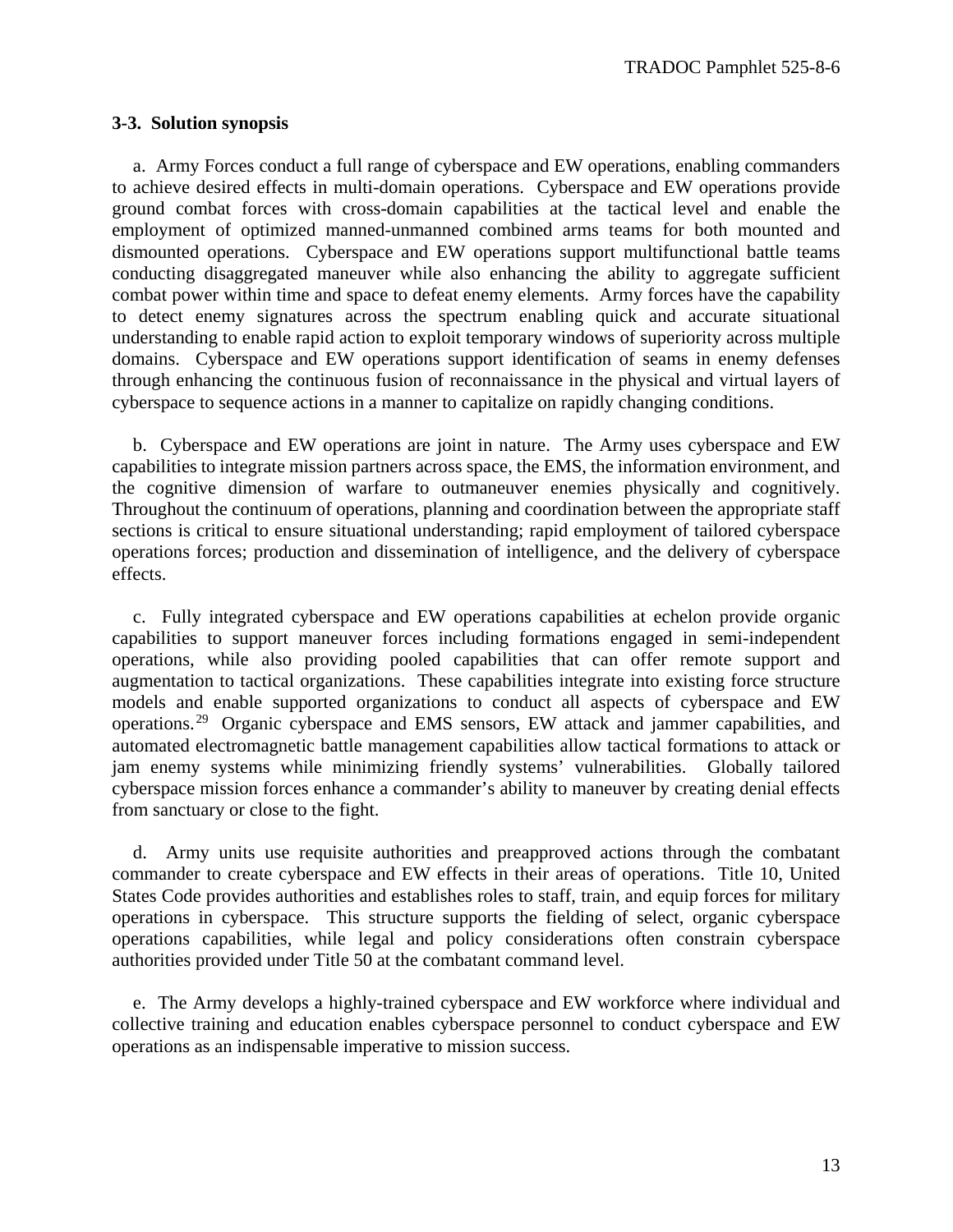### 3-3. Solution synopsis

a. Army Forces conduct a full range of cyberspace and EW operations, enabling commanders to achieve desired effects in multi-domain operations. Cyberspace and EW operations provide ground combat forces with cross-domain capabilities at the tactical level and enable the employment of optimized manned-unmanned combined arms teams for both mounted and dismounted operations. Cyberspace and EW operations support multifunctional battle teams conducting disaggregated maneuver while also enhancing the ability to aggregate sufficient combat power within time and space to defeat enemy elements. Army forces have the capability to detect enemy signatures across the spectrum enabling quick and accurate situational understanding to enable rapid action to exploit temporary windows of superiority across multiple domains. Cyberspace and EW operations support identification of seams in enemy defenses through enhancing the continuous fusion of reconnaissance in the physical and virtual layers of cyberspace to sequence actions in a manner to capitalize on rapidly changing conditions.

b. Cyberspace and EW operations are joint in nature. The Army uses cyberspace and EW capabilities to integrate mission partners across space, the EMS, the information environment, and the cognitive dimension of warfare to outmaneuver enemies physically and cognitively. Throughout the continuum of operations, planning and coordination between the appropriate staff sections is critical to ensure situational understanding; rapid employment of tailored cyberspace operations forces; production and dissemination of intelligence, and the delivery of cyberspace effects.

c. Fully integrated cyberspace and EW operations capabilities at echelon provide organic capabilities to support maneuver forces including formations engaged in semi-independent operations, while also providing pooled capabilities that can offer remote support and augmentation to tactical organizations. These capabilities integrate into existing force structure models and enable supported organizations to conduct all aspects of cyberspace and EW operations.[29] Organic cyberspace and EMS sensors, EW attack and jammer capabilities, and automated electromagnetic battle management capabilities allow tactical formations to attack or jam enemy systems while minimizing friendly systems' vulnerabilities. Globally tailored cyberspace mission forces enhance a commander's ability to maneuver by creating denial effects from sanctuary or close to the fight.

d. Army units use requisite authorities and preapproved actions through the combatant commander to create cyberspace and EW effects in their areas of operations. Title 10, United States Code provides authorities and establishes roles to staff, train, and equip forces for military operations in cyberspace. This structure supports the fielding of select, organic cyberspace operations capabilities, while legal and policy considerations often constrain cyberspace authorities provided under Title 50 at the combatant command level.

e. The Army develops a highly-trained cyberspace and EW workforce where individual and collective training and education enables cyberspace personnel to conduct cyberspace and EW operations as an indispensable imperative to mission success.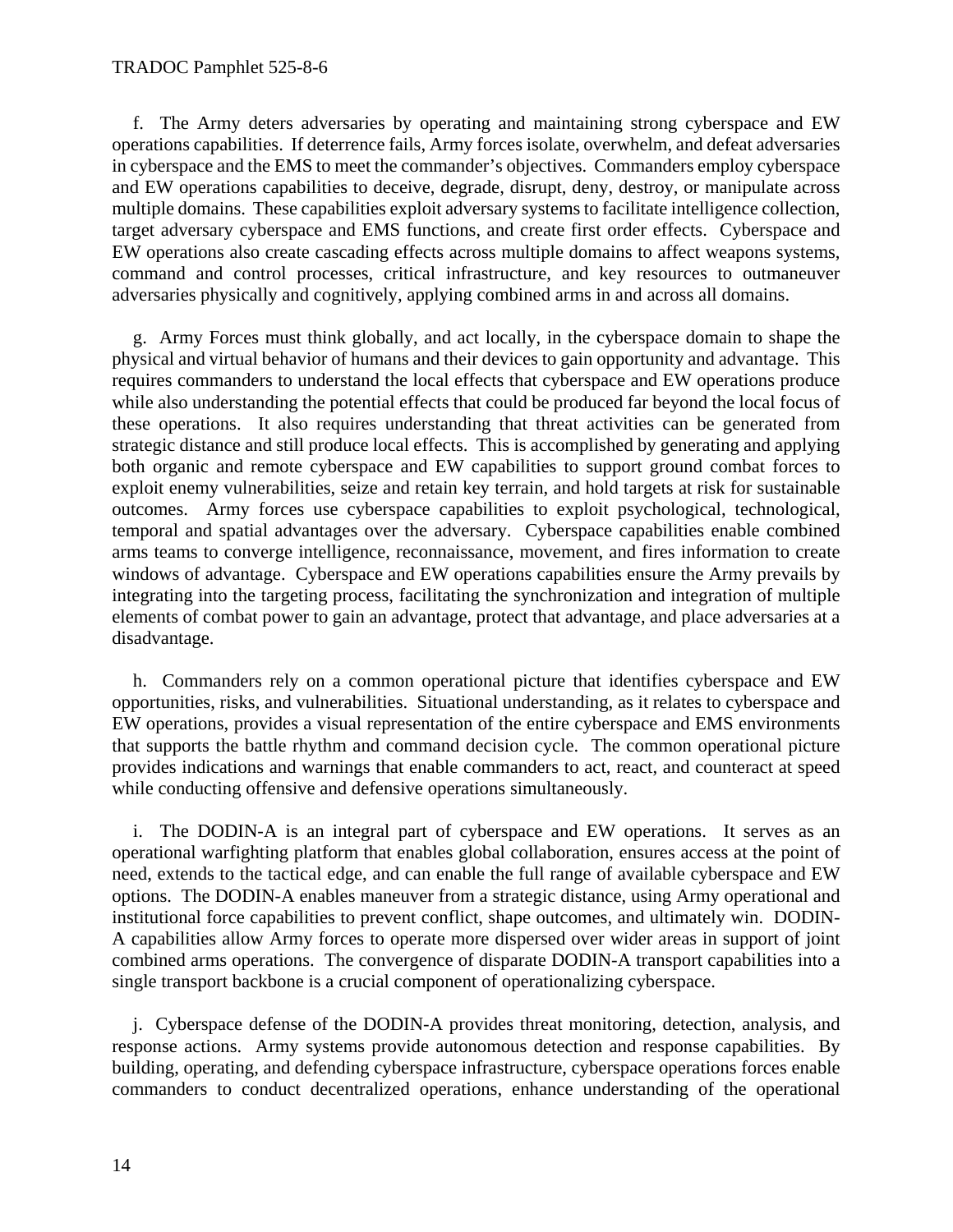f. The Army deters adversaries by operating and maintaining strong cyberspace and EW operations capabilities. If deterrence fails, Army forces isolate, overwhelm, and defeat adversaries in cyberspace and the EMS to meet the commander's objectives. Commanders employ cyberspace and EW operations capabilities to deceive, degrade, disrupt, deny, destroy, or manipulate across multiple domains. These capabilities exploit adversary systems to facilitate intelligence collection, target adversary cyberspace and EMS functions, and create first order effects. Cyberspace and EW operations also create cascading effects across multiple domains to affect weapons systems, command and control processes, critical infrastructure, and key resources to outmaneuver adversaries physically and cognitively, applying combined arms in and across all domains.

g. Army Forces must think globally, and act locally, in the cyberspace domain to shape the physical and virtual behavior of humans and their devices to gain opportunity and advantage. This requires commanders to understand the local effects that cyberspace and EW operations produce while also understanding the potential effects that could be produced far beyond the local focus of these operations. It also requires understanding that threat activities can be generated from strategic distance and still produce local effects. This is accomplished by generating and applying both organic and remote cyberspace and EW capabilities to support ground combat forces to exploit enemy vulnerabilities, seize and retain key terrain, and hold targets at risk for sustainable outcomes. Army forces use cyberspace capabilities to exploit psychological, technological, temporal and spatial advantages over the adversary. Cyberspace capabilities enable combined arms teams to converge intelligence, reconnaissance, movement, and fires information to create windows of advantage. Cyberspace and EW operations capabilities ensure the Army prevails by integrating into the targeting process, facilitating the synchronization and integration of multiple elements of combat power to gain an advantage, protect that advantage, and place adversaries at a disadvantage.

h. Commanders rely on a common operational picture that identifies cyberspace and EW opportunities, risks, and vulnerabilities. Situational understanding, as it relates to cyberspace and EW operations, provides a visual representation of the entire cyberspace and EMS environments that supports the battle rhythm and command decision cycle. The common operational picture provides indications and warnings that enable commanders to act, react, and counteract at speed while conducting offensive and defensive operations simultaneously.

i. The DODIN-A is an integral part of cyberspace and EW operations. It serves as an operational warfighting platform that enables global collaboration, ensures access at the point of need, extends to the tactical edge, and can enable the full range of available cyberspace and EW options. The DODIN-A enables maneuver from a strategic distance, using Army operational and institutional force capabilities to prevent conflict, shape outcomes, and ultimately win. DODIN-A capabilities allow Army forces to operate more dispersed over wider areas in support of joint combined arms operations. The convergence of disparate DODIN-A transport capabilities into a single transport backbone is a crucial component of operationalizing cyberspace.

j. Cyberspace defense of the DODIN-A provides threat monitoring, detection, analysis, and response actions. Army systems provide autonomous detection and response capabilities. By building, operating, and defending cyberspace infrastructure, cyberspace operations forces enable commanders to conduct decentralized operations, enhance understanding of the operational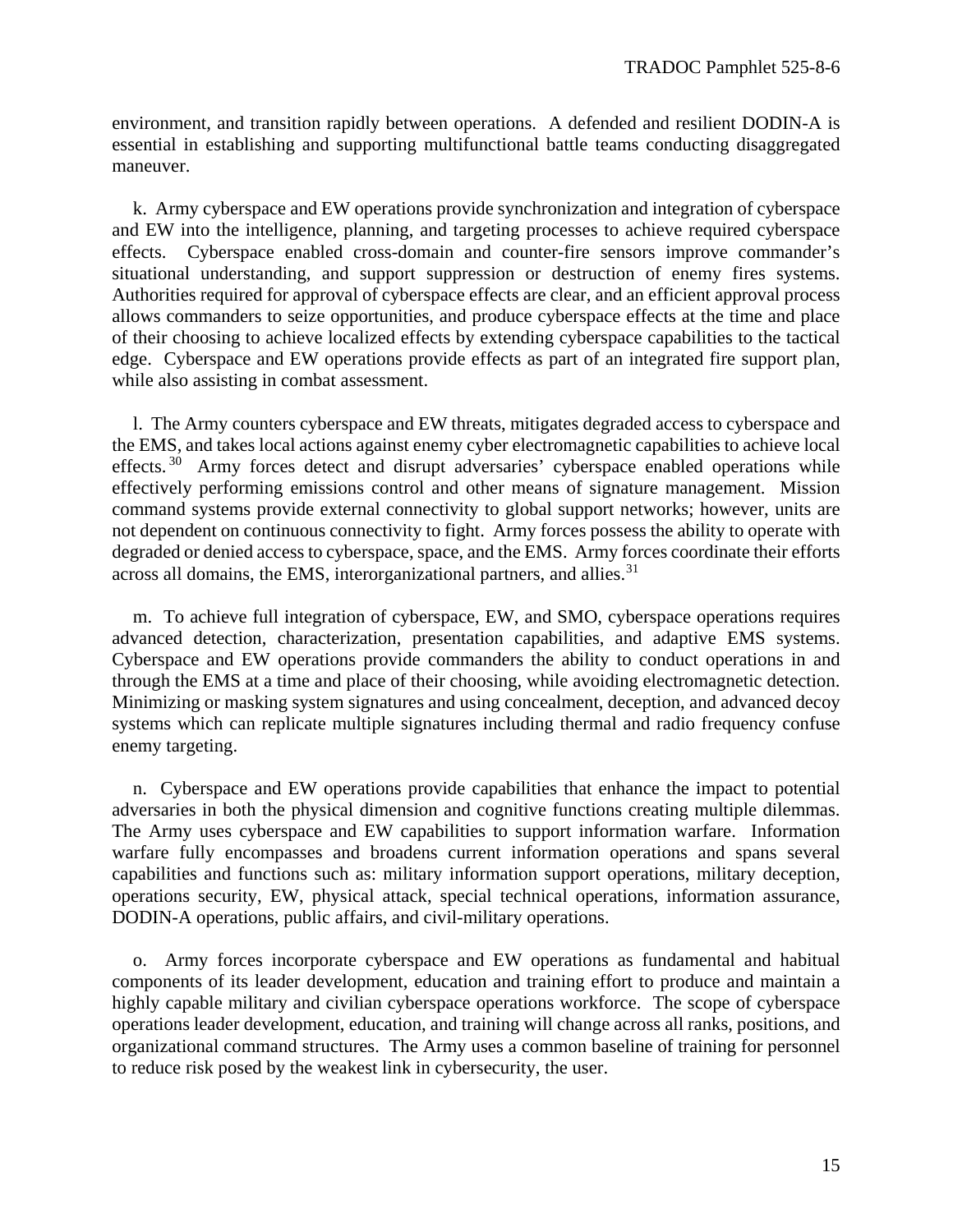environment, and transition rapidly between operations. A defended and resilient DODIN-A is essential in establishing and supporting multifunctional battle teams conducting disaggregated maneuver.

k. Army cyberspace and EW operations provide synchronization and integration of cyberspace and EW into the intelligence, planning, and targeting processes to achieve required cyberspace effects. Cyberspace enabled cross-domain and counter-fire sensors improve commander's situational understanding, and support suppression or destruction of enemy fires systems. Authorities required for approval of cyberspace effects are clear, and an efficient approval process allows commanders to seize opportunities, and produce cyberspace effects at the time and place of their choosing to achieve localized effects by extending cyberspace capabilities to the tactical edge. Cyberspace and EW operations provide effects as part of an integrated fire support plan, while also assisting in combat assessment.

l. The Army counters cyberspace and EW threats, mitigates degraded access to cyberspace and the EMS, and takes local actions against enemy cyber electromagnetic capabilities to achieve local effects.[30] Army forces detect and disrupt adversaries' cyberspace enabled operations while effectively performing emissions control and other means of signature management. Mission command systems provide external connectivity to global support networks; however, units are not dependent on continuous connectivity to fight. Army forces possess the ability to operate with degraded or denied access to cyberspace, space, and the EMS. Army forces coordinate their efforts across all domains, the EMS, interorganizational partners, and allies.[31]

m. To achieve full integration of cyberspace, EW, and SMO, cyberspace operations requires advanced detection, characterization, presentation capabilities, and adaptive EMS systems. Cyberspace and EW operations provide commanders the ability to conduct operations in and through the EMS at a time and place of their choosing, while avoiding electromagnetic detection. Minimizing or masking system signatures and using concealment, deception, and advanced decoy systems which can replicate multiple signatures including thermal and radio frequency confuse enemy targeting.

n. Cyberspace and EW operations provide capabilities that enhance the impact to potential adversaries in both the physical dimension and cognitive functions creating multiple dilemmas. The Army uses cyberspace and EW capabilities to support information warfare. Information warfare fully encompasses and broadens current information operations and spans several capabilities and functions such as: military information support operations, military deception, operations security, EW, physical attack, special technical operations, information assurance, DODIN-A operations, public affairs, and civil-military operations.

o. Army forces incorporate cyberspace and EW operations as fundamental and habitual components of its leader development, education and training effort to produce and maintain a highly capable military and civilian cyberspace operations workforce. The scope of cyberspace operations leader development, education, and training will change across all ranks, positions, and organizational command structures. The Army uses a common baseline of training for personnel to reduce risk posed by the weakest link in cybersecurity, the user.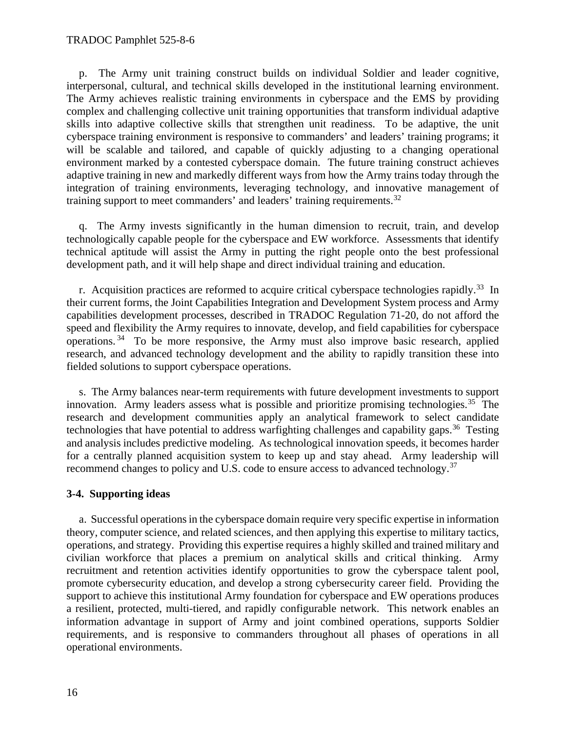p. The Army unit training construct builds on individual Soldier and leader cognitive, interpersonal, cultural, and technical skills developed in the institutional learning environment. The Army achieves realistic training environments in cyberspace and the EMS by providing complex and challenging collective unit training opportunities that transform individual adaptive skills into adaptive collective skills that strengthen unit readiness. To be adaptive, the unit cyberspace training environment is responsive to commanders' and leaders' training programs; it will be scalable and tailored, and capable of quickly adjusting to a changing operational environment marked by a contested cyberspace domain. The future training construct achieves adaptive training in new and markedly different ways from how the Army trains today through the integration of training environments, leveraging technology, and innovative management of training support to meet commanders' and leaders' training requirements.[32]

q. The Army invests significantly in the human dimension to recruit, train, and develop technologically capable people for the cyberspace and EW workforce. Assessments that identify technical aptitude will assist the Army in putting the right people onto the best professional development path, and it will help shape and direct individual training and education.

r. Acquisition practices are reformed to acquire critical cyberspace technologies rapidly.[33] In their current forms, the Joint Capabilities Integration and Development System process and Army capabilities development processes, described in TRADOC Regulation 71-20, do not afford the speed and flexibility the Army requires to innovate, develop, and field capabilities for cyberspace operations.[34] To be more responsive, the Army must also improve basic research, applied research, and advanced technology development and the ability to rapidly transition these into fielded solutions to support cyberspace operations.

s. The Army balances near-term requirements with future development investments to support innovation. Army leaders assess what is possible and prioritize promising technologies.[35] The research and development communities apply an analytical framework to select candidate technologies that have potential to address warfighting challenges and capability gaps.[36] Testing and analysis includes predictive modeling. As technological innovation speeds, it becomes harder for a centrally planned acquisition system to keep up and stay ahead. Army leadership will recommend changes to policy and U.S. code to ensure access to advanced technology.[37]

**3-4. Supporting ideas**

a. Successful operations in the cyberspace domain require very specific expertise in information theory, computer science, and related sciences, and then applying this expertise to military tactics, operations, and strategy. Providing this expertise requires a highly skilled and trained military and civilian workforce that places a premium on analytical skills and critical thinking. Army recruitment and retention activities identify opportunities to grow the cyberspace talent pool, promote cybersecurity education, and develop a strong cybersecurity career field. Providing the support to achieve this institutional Army foundation for cyberspace and EW operations produces a resilient, protected, multi-tiered, and rapidly configurable network. This network enables an information advantage in support of Army and joint combined operations, supports Soldier requirements, and is responsive to commanders throughout all phases of operations in all operational environments.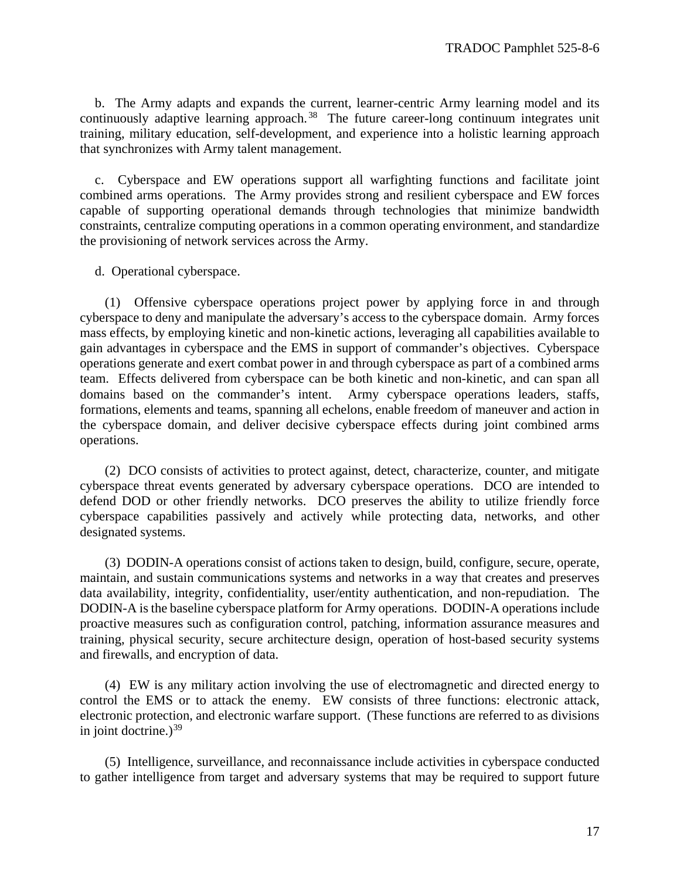b. The Army adapts and expands the current, learner-centric Army learning model and its continuously adaptive learning approach.[38] The future career-long continuum integrates unit training, military education, self-development, and experience into a holistic learning approach that synchronizes with Army talent management.

c. Cyberspace and EW operations support all warfighting functions and facilitate joint combined arms operations. The Army provides strong and resilient cyberspace and EW forces capable of supporting operational demands through technologies that minimize bandwidth constraints, centralize computing operations in a common operating environment, and standardize the provisioning of network services across the Army.

d. Operational cyberspace.

(1) Offensive cyberspace operations project power by applying force in and through cyberspace to deny and manipulate the adversary's access to the cyberspace domain. Army forces mass effects, by employing kinetic and non-kinetic actions, leveraging all capabilities available to gain advantages in cyberspace and the EMS in support of commander's objectives. Cyberspace operations generate and exert combat power in and through cyberspace as part of a combined arms team. Effects delivered from cyberspace can be both kinetic and non-kinetic, and can span all domains based on the commander's intent. Army cyberspace operations leaders, staffs, formations, elements and teams, spanning all echelons, enable freedom of maneuver and action in the cyberspace domain, and deliver decisive cyberspace effects during joint combined arms operations.

(2) DCO consists of activities to protect against, detect, characterize, counter, and mitigate cyberspace threat events generated by adversary cyberspace operations. DCO are intended to defend DOD or other friendly networks. DCO preserves the ability to utilize friendly force cyberspace capabilities passively and actively while protecting data, networks, and other designated systems.

(3) DODIN-A operations consist of actions taken to design, build, configure, secure, operate, maintain, and sustain communications systems and networks in a way that creates and preserves data availability, integrity, confidentiality, user/entity authentication, and non-repudiation. The DODIN-A is the baseline cyberspace platform for Army operations. DODIN-A operations include proactive measures such as configuration control, patching, information assurance measures and training, physical security, secure architecture design, operation of host-based security systems and firewalls, and encryption of data.

(4) EW is any military action involving the use of electromagnetic and directed energy to control the EMS or to attack the enemy. EW consists of three functions: electronic attack, electronic protection, and electronic warfare support. (These functions are referred to as divisions in joint doctrine.)[39]

(5) Intelligence, surveillance, and reconnaissance include activities in cyberspace conducted to gather intelligence from target and adversary systems that may be required to support future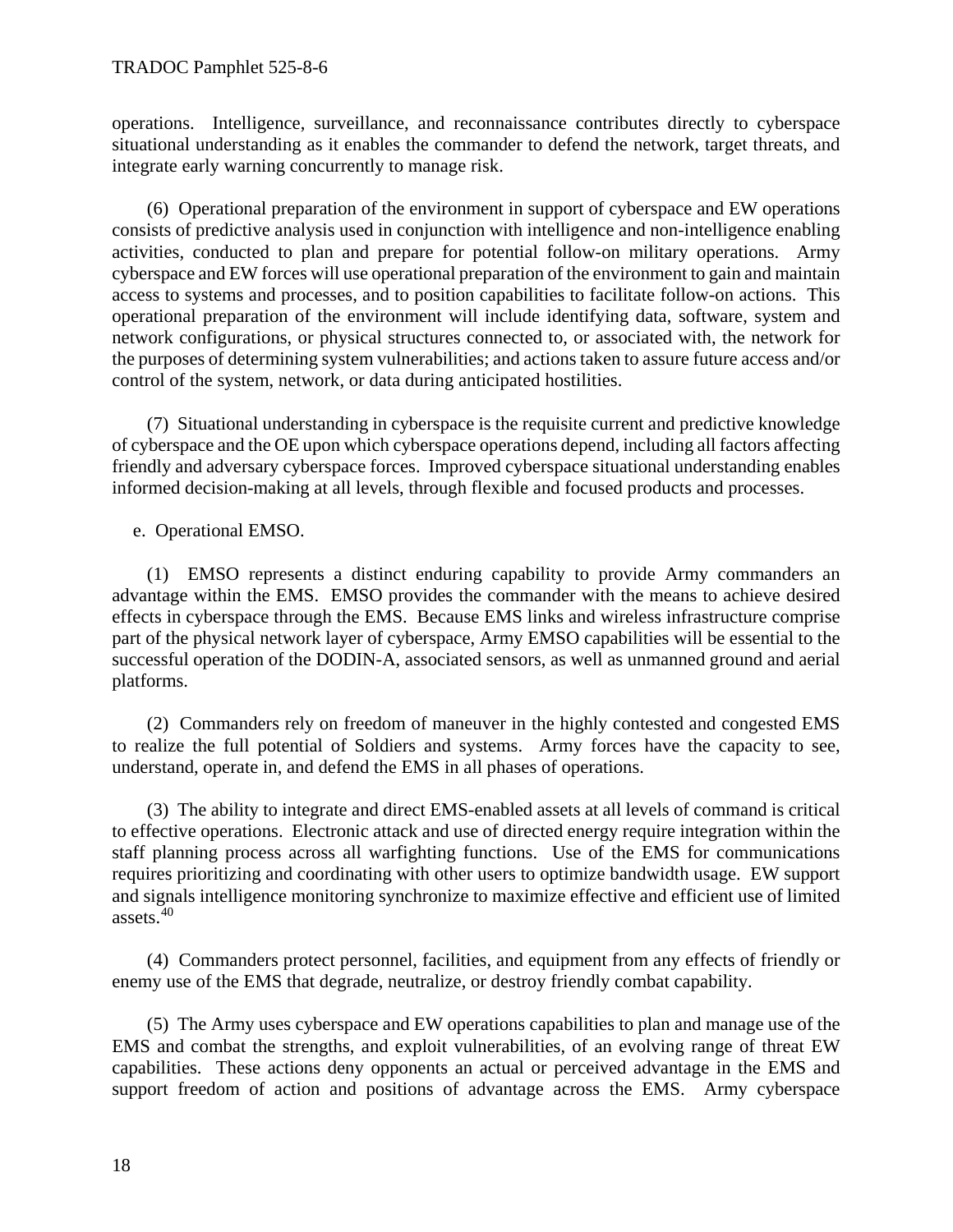operations. Intelligence, surveillance, and reconnaissance contributes directly to cyberspace situational understanding as it enables the commander to defend the network, target threats, and integrate early warning concurrently to manage risk.

(6) Operational preparation of the environment in support of cyberspace and EW operations consists of predictive analysis used in conjunction with intelligence and non-intelligence enabling activities, conducted to plan and prepare for potential follow-on military operations. Army cyberspace and EW forces will use operational preparation of the environment to gain and maintain access to systems and processes, and to position capabilities to facilitate follow-on actions. This operational preparation of the environment will include identifying data, software, system and network configurations, or physical structures connected to, or associated with, the network for the purposes of determining system vulnerabilities; and actions taken to assure future access and/or control of the system, network, or data during anticipated hostilities.

(7) Situational understanding in cyberspace is the requisite current and predictive knowledge of cyberspace and the OE upon which cyberspace operations depend, including all factors affecting friendly and adversary cyberspace forces. Improved cyberspace situational understanding enables informed decision-making at all levels, through flexible and focused products and processes.

e. Operational EMSO.

(1) EMSO represents a distinct enduring capability to provide Army commanders an advantage within the EMS. EMSO provides the commander with the means to achieve desired effects in cyberspace through the EMS. Because EMS links and wireless infrastructure comprise part of the physical network layer of cyberspace, Army EMSO capabilities will be essential to the successful operation of the DODIN-A, associated sensors, as well as unmanned ground and aerial platforms.

(2) Commanders rely on freedom of maneuver in the highly contested and congested EMS to realize the full potential of Soldiers and systems. Army forces have the capacity to see, understand, operate in, and defend the EMS in all phases of operations.

(3) The ability to integrate and direct EMS-enabled assets at all levels of command is critical to effective operations. Electronic attack and use of directed energy require integration within the staff planning process across all warfighting functions. Use of the EMS for communications requires prioritizing and coordinating with other users to optimize bandwidth usage. EW support and signals intelligence monitoring synchronize to maximize effective and efficient use of limited assets.[40]

(4) Commanders protect personnel, facilities, and equipment from any effects of friendly or enemy use of the EMS that degrade, neutralize, or destroy friendly combat capability.

(5) The Army uses cyberspace and EW operations capabilities to plan and manage use of the EMS and combat the strengths, and exploit vulnerabilities, of an evolving range of threat EW capabilities. These actions deny opponents an actual or perceived advantage in the EMS and support freedom of action and positions of advantage across the EMS. Army cyberspace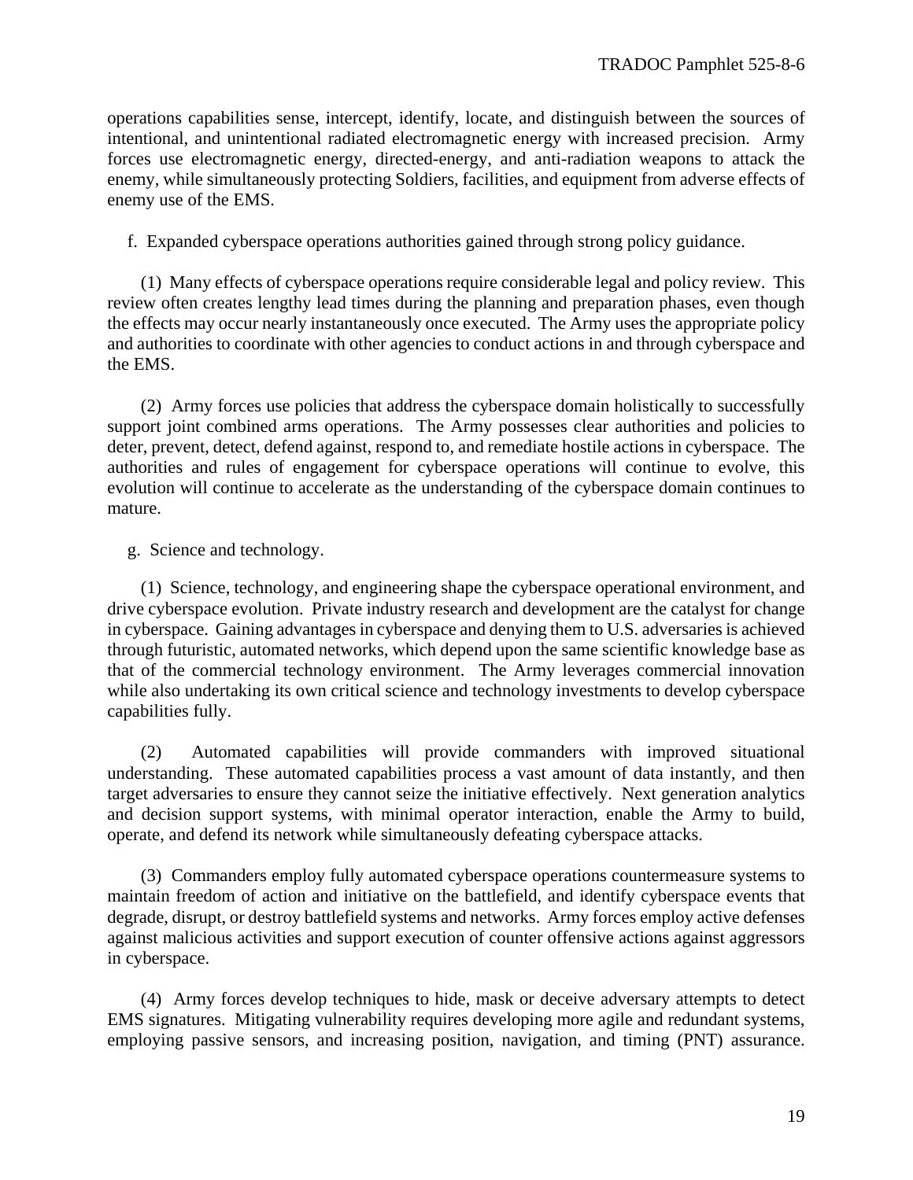operations capabilities sense, intercept, identify, locate, and distinguish between the sources of intentional, and unintentional radiated electromagnetic energy with increased precision. Army forces use electromagnetic energy, directed-energy, and anti-radiation weapons to attack the enemy, while simultaneously protecting Soldiers, facilities, and equipment from adverse effects of enemy use of the EMS.

f. Expanded cyberspace operations authorities gained through strong policy guidance.

(1) Many effects of cyberspace operations require considerable legal and policy review. This review often creates lengthy lead times during the planning and preparation phases, even though the effects may occur nearly instantaneously once executed. The Army uses the appropriate policy and authorities to coordinate with other agencies to conduct actions in and through cyberspace and the EMS.

(2) Army forces use policies that address the cyberspace domain holistically to successfully support joint combined arms operations. The Army possesses clear authorities and policies to deter, prevent, detect, defend against, respond to, and remediate hostile actions in cyberspace. The authorities and rules of engagement for cyberspace operations will continue to evolve, this evolution will continue to accelerate as the understanding of the cyberspace domain continues to mature.

g. Science and technology.

(1) Science, technology, and engineering shape the cyberspace operational environment, and drive cyberspace evolution. Private industry research and development are the catalyst for change in cyberspace. Gaining advantages in cyberspace and denying them to U.S. adversaries is achieved through futuristic, automated networks, which depend upon the same scientific knowledge base as that of the commercial technology environment. The Army leverages commercial innovation while also undertaking its own critical science and technology investments to develop cyberspace capabilities fully.

(2) Automated capabilities will provide commanders with improved situational understanding. These automated capabilities process a vast amount of data instantly, and then target adversaries to ensure they cannot seize the initiative effectively. Next generation analytics and decision support systems, with minimal operator interaction, enable the Army to build, operate, and defend its network while simultaneously defeating cyberspace attacks.

(3) Commanders employ fully automated cyberspace operations countermeasure systems to maintain freedom of action and initiative on the battlefield, and identify cyberspace events that degrade, disrupt, or destroy battlefield systems and networks. Army forces employ active defenses against malicious activities and support execution of counter offensive actions against aggressors in cyberspace.

(4) Army forces develop techniques to hide, mask or deceive adversary attempts to detect EMS signatures. Mitigating vulnerability requires developing more agile and redundant systems, employing passive sensors, and increasing position, navigation, and timing (PNT) assurance.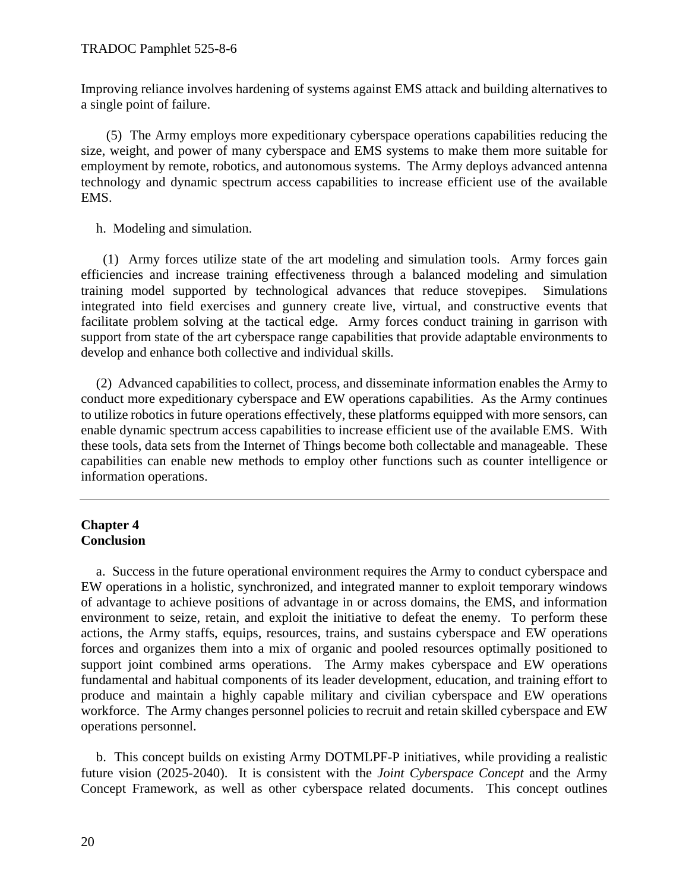Improving reliance involves hardening of systems against EMS attack and building alternatives to a single point of failure.

(5) The Army employs more expeditionary cyberspace operations capabilities reducing the size, weight, and power of many cyberspace and EMS systems to make them more suitable for employment by remote, robotics, and autonomous systems. The Army deploys advanced antenna technology and dynamic spectrum access capabilities to increase efficient use of the available EMS.

h. Modeling and simulation.

(1) Army forces utilize state of the art modeling and simulation tools. Army forces gain efficiencies and increase training effectiveness through a balanced modeling and simulation training model supported by technological advances that reduce stovepipes. Simulations integrated into field exercises and gunnery create live, virtual, and constructive events that facilitate problem solving at the tactical edge. Army forces conduct training in garrison with support from state of the art cyberspace range capabilities that provide adaptable environments to develop and enhance both collective and individual skills.

(2) Advanced capabilities to collect, process, and disseminate information enables the Army to conduct more expeditionary cyberspace and EW operations capabilities. As the Army continues to utilize robotics in future operations effectively, these platforms equipped with more sensors, can enable dynamic spectrum access capabilities to increase efficient use of the available EMS. With these tools, data sets from the Internet of Things become both collectable and manageable. These capabilities can enable new methods to employ other functions such as counter intelligence or information operations.

---

## Chapter 4
## Conclusion

a. Success in the future operational environment requires the Army to conduct cyberspace and EW operations in a holistic, synchronized, and integrated manner to exploit temporary windows of advantage to achieve positions of advantage in or across domains, the EMS, and information environment to seize, retain, and exploit the initiative to defeat the enemy. To perform these actions, the Army staffs, equips, resources, trains, and sustains cyberspace and EW operations forces and organizes them into a mix of organic and pooled resources optimally positioned to support joint combined arms operations. The Army makes cyberspace and EW operations fundamental and habitual components of its leader development, education, and training effort to produce and maintain a highly capable military and civilian cyberspace and EW operations workforce. The Army changes personnel policies to recruit and retain skilled cyberspace and EW operations personnel.

b. This concept builds on existing Army DOTMLPF-P initiatives, while providing a realistic future vision (2025-2040). It is consistent with the *Joint Cyberspace Concept* and the Army Concept Framework, as well as other cyberspace related documents. This concept outlines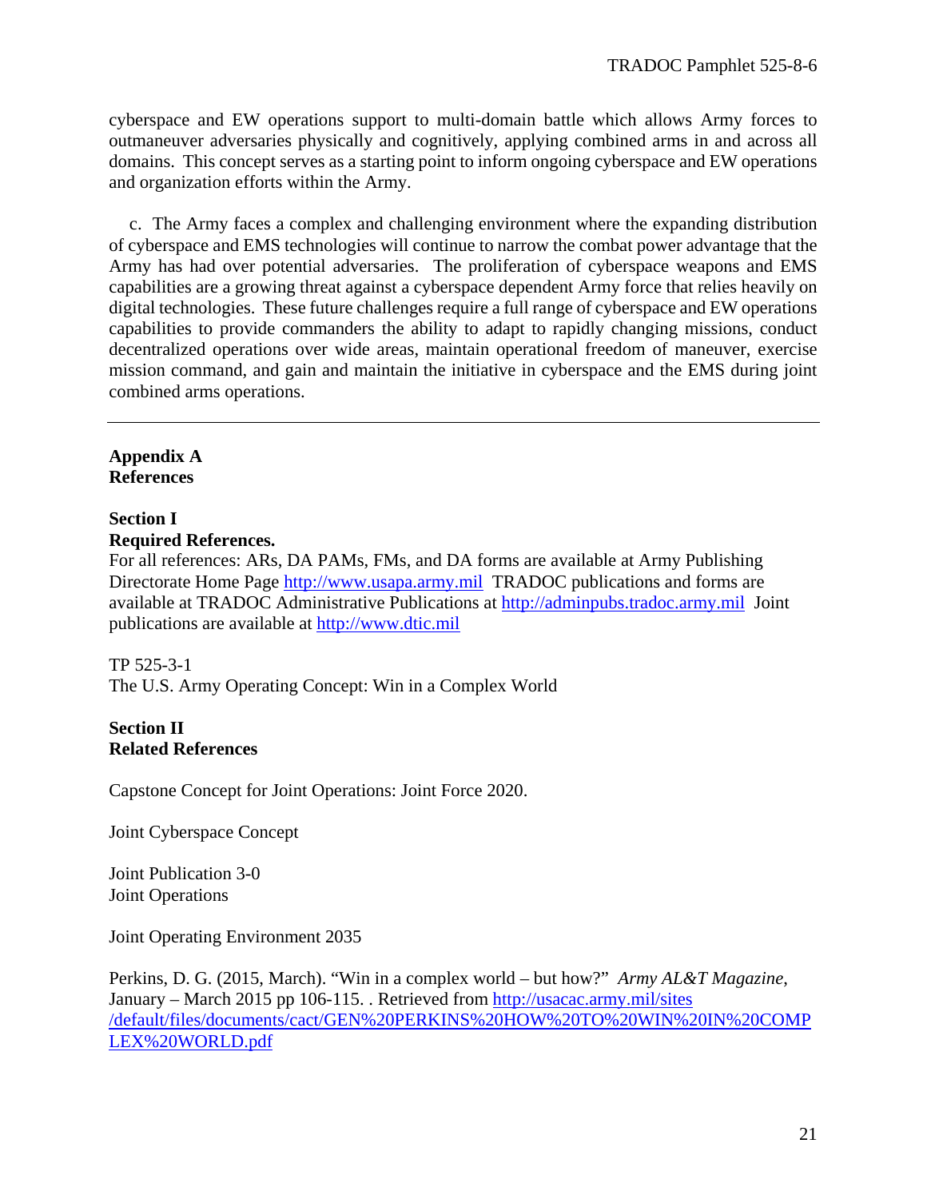cyberspace and EW operations support to multi-domain battle which allows Army forces to outmaneuver adversaries physically and cognitively, applying combined arms in and across all domains. This concept serves as a starting point to inform ongoing cyberspace and EW operations and organization efforts within the Army.

c. The Army faces a complex and challenging environment where the expanding distribution of cyberspace and EMS technologies will continue to narrow the combat power advantage that the Army has had over potential adversaries. The proliferation of cyberspace weapons and EMS capabilities are a growing threat against a cyberspace dependent Army force that relies heavily on digital technologies. These future challenges require a full range of cyberspace and EW operations capabilities to provide commanders the ability to adapt to rapidly changing missions, conduct decentralized operations over wide areas, maintain operational freedom of maneuver, exercise mission command, and gain and maintain the initiative in cyberspace and the EMS during joint combined arms operations.

---

## Appendix A
## References

### Section I
### Required References.

For all references: ARs, DA PAMs, FMs, and DA forms are available at Army Publishing Directorate Home Page http://www.usapa.army.mil TRADOC publications and forms are available at TRADOC Administrative Publications at http://adminpubs.tradoc.army.mil Joint publications are available at http://www.dtic.mil

TP 525-3-1
The U.S. Army Operating Concept: Win in a Complex World

### Section II
### Related References

Capstone Concept for Joint Operations: Joint Force 2020.

Joint Cyberspace Concept

Joint Publication 3-0
Joint Operations

Joint Operating Environment 2035

Perkins, D. G. (2015, March). "Win in a complex world – but how?" *Army AL&T Magazine*, January – March 2015 pp 106-115. . Retrieved from http://usacac.army.mil/sites/default/files/documents/cact/GEN%20PERKINS%20HOW%20TO%20WIN%20IN%20COMPLEX%20WORLD.pdf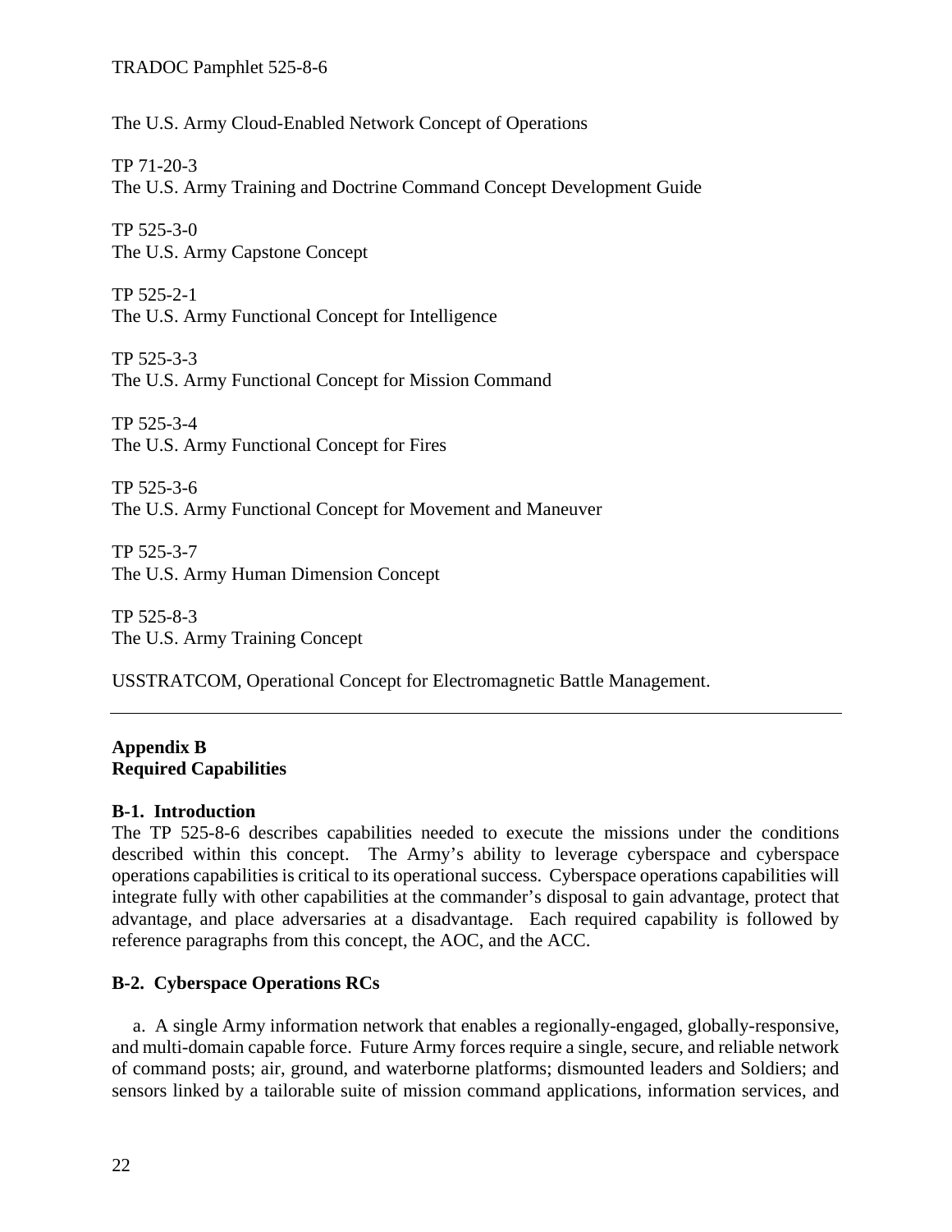The U.S. Army Cloud-Enabled Network Concept of Operations

TP 71-20-3
The U.S. Army Training and Doctrine Command Concept Development Guide

TP 525-3-0
The U.S. Army Capstone Concept

TP 525-2-1
The U.S. Army Functional Concept for Intelligence

TP 525-3-3
The U.S. Army Functional Concept for Mission Command

TP 525-3-4
The U.S. Army Functional Concept for Fires

TP 525-3-6
The U.S. Army Functional Concept for Movement and Maneuver

TP 525-3-7
The U.S. Army Human Dimension Concept

TP 525-8-3
The U.S. Army Training Concept

USSTRATCOM, Operational Concept for Electromagnetic Battle Management.

---

## Appendix B
## Required Capabilities

### B-1. Introduction

The TP 525-8-6 describes capabilities needed to execute the missions under the conditions described within this concept. The Army's ability to leverage cyberspace and cyberspace operations capabilities is critical to its operational success. Cyberspace operations capabilities will integrate fully with other capabilities at the commander's disposal to gain advantage, protect that advantage, and place adversaries at a disadvantage. Each required capability is followed by reference paragraphs from this concept, the AOC, and the ACC.

### B-2. Cyberspace Operations RCs

a. A single Army information network that enables a regionally-engaged, globally-responsive, and multi-domain capable force. Future Army forces require a single, secure, and reliable network of command posts; air, ground, and waterborne platforms; dismounted leaders and Soldiers; and sensors linked by a tailorable suite of mission command applications, information services, and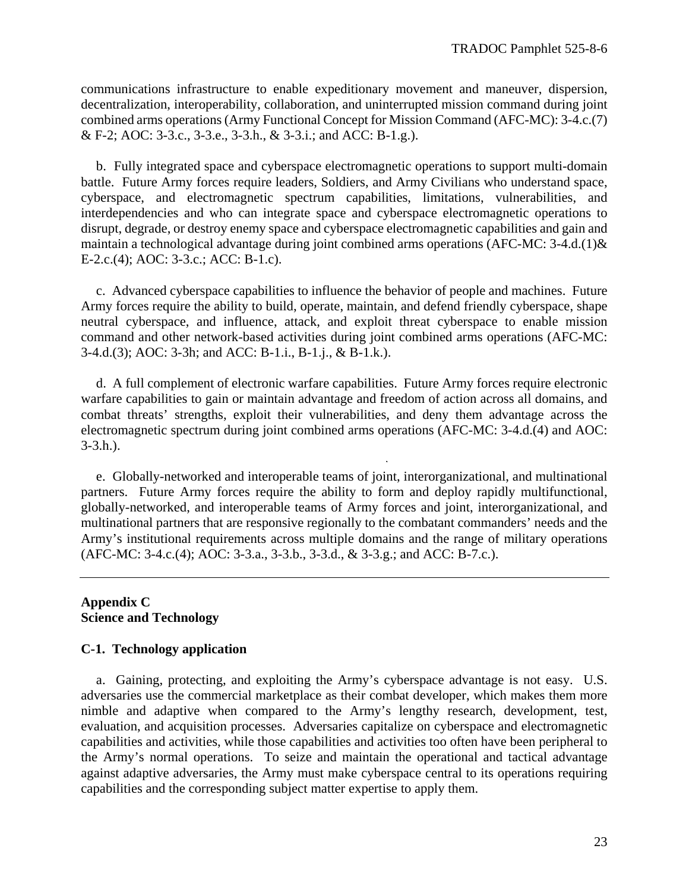communications infrastructure to enable expeditionary movement and maneuver, dispersion, decentralization, interoperability, collaboration, and uninterrupted mission command during joint combined arms operations (Army Functional Concept for Mission Command (AFC-MC): 3-4.c.(7) & F-2; AOC: 3-3.c., 3-3.e., 3-3.h., & 3-3.i.; and ACC: B-1.g.).

b. Fully integrated space and cyberspace electromagnetic operations to support multi-domain battle. Future Army forces require leaders, Soldiers, and Army Civilians who understand space, cyberspace, and electromagnetic spectrum capabilities, limitations, vulnerabilities, and interdependencies and who can integrate space and cyberspace electromagnetic operations to disrupt, degrade, or destroy enemy space and cyberspace electromagnetic capabilities and gain and maintain a technological advantage during joint combined arms operations (AFC-MC: 3-4.d.(1)& E-2.c.(4); AOC: 3-3.c.; ACC: B-1.c).

c. Advanced cyberspace capabilities to influence the behavior of people and machines. Future Army forces require the ability to build, operate, maintain, and defend friendly cyberspace, shape neutral cyberspace, and influence, attack, and exploit threat cyberspace to enable mission command and other network-based activities during joint combined arms operations (AFC-MC: 3-4.d.(3); AOC: 3-3h; and ACC: B-1.i., B-1.j., & B-1.k.).

d. A full complement of electronic warfare capabilities. Future Army forces require electronic warfare capabilities to gain or maintain advantage and freedom of action across all domains, and combat threats' strengths, exploit their vulnerabilities, and deny them advantage across the electromagnetic spectrum during joint combined arms operations (AFC-MC: 3-4.d.(4) and AOC: 3-3.h.).

e. Globally-networked and interoperable teams of joint, interorganizational, and multinational partners. Future Army forces require the ability to form and deploy rapidly multifunctional, globally-networked, and interoperable teams of Army forces and joint, interorganizational, and multinational partners that are responsive regionally to the combatant commanders' needs and the Army's institutional requirements across multiple domains and the range of military operations (AFC-MC: 3-4.c.(4); AOC: 3-3.a., 3-3.b., 3-3.d., & 3-3.g.; and ACC: B-7.c.).

---

## Appendix C
## Science and Technology

### C-1. Technology application

a. Gaining, protecting, and exploiting the Army's cyberspace advantage is not easy. U.S. adversaries use the commercial marketplace as their combat developer, which makes them more nimble and adaptive when compared to the Army's lengthy research, development, test, evaluation, and acquisition processes. Adversaries capitalize on cyberspace and electromagnetic capabilities and activities, while those capabilities and activities too often have been peripheral to the Army's normal operations. To seize and maintain the operational and tactical advantage against adaptive adversaries, the Army must make cyberspace central to its operations requiring capabilities and the corresponding subject matter expertise to apply them.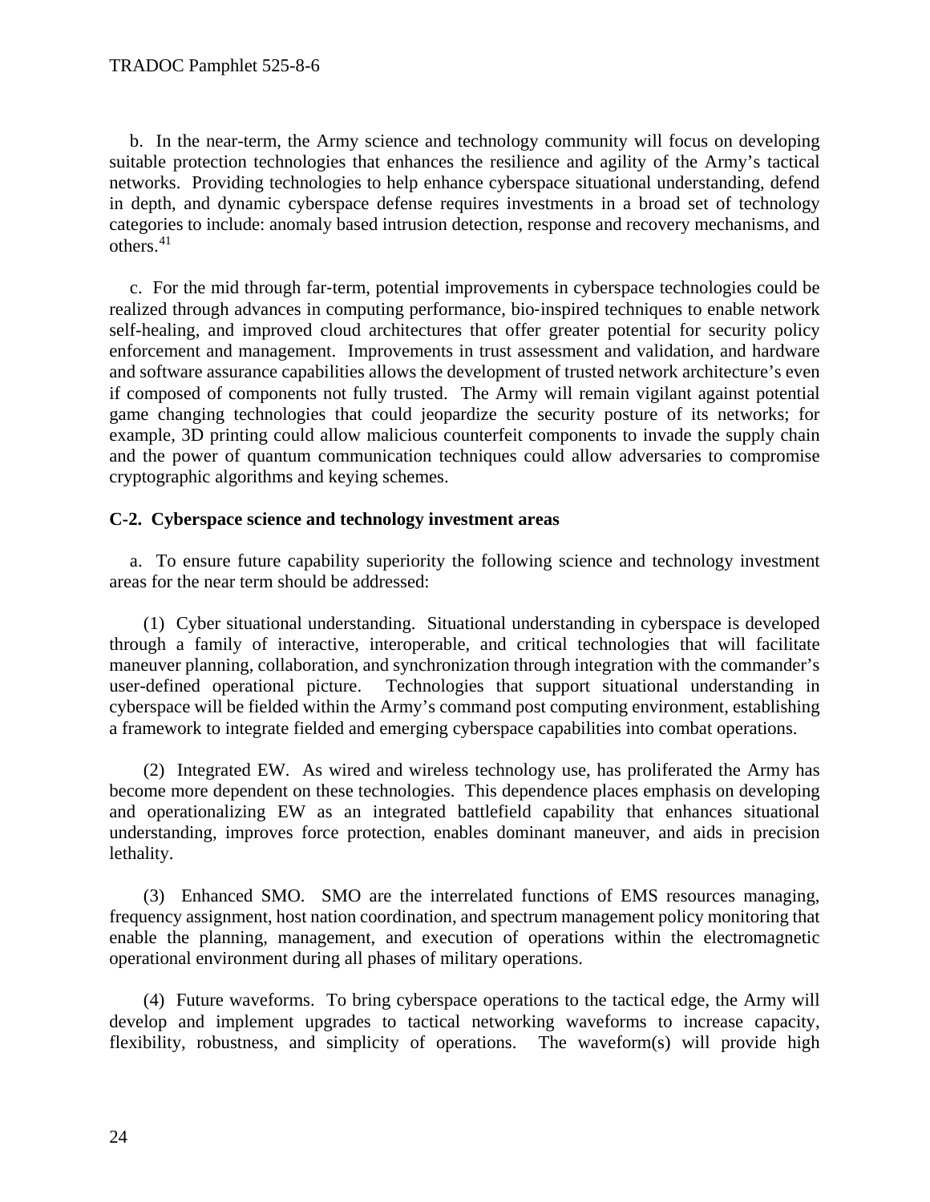b. In the near-term, the Army science and technology community will focus on developing suitable protection technologies that enhances the resilience and agility of the Army's tactical networks. Providing technologies to help enhance cyberspace situational understanding, defend in depth, and dynamic cyberspace defense requires investments in a broad set of technology categories to include: anomaly based intrusion detection, response and recovery mechanisms, and others.[41]

c. For the mid through far-term, potential improvements in cyberspace technologies could be realized through advances in computing performance, bio-inspired techniques to enable network self-healing, and improved cloud architectures that offer greater potential for security policy enforcement and management. Improvements in trust assessment and validation, and hardware and software assurance capabilities allows the development of trusted network architecture's even if composed of components not fully trusted. The Army will remain vigilant against potential game changing technologies that could jeopardize the security posture of its networks; for example, 3D printing could allow malicious counterfeit components to invade the supply chain and the power of quantum communication techniques could allow adversaries to compromise cryptographic algorithms and keying schemes.

**C-2. Cyberspace science and technology investment areas**

a. To ensure future capability superiority the following science and technology investment areas for the near term should be addressed:

(1) Cyber situational understanding. Situational understanding in cyberspace is developed through a family of interactive, interoperable, and critical technologies that will facilitate maneuver planning, collaboration, and synchronization through integration with the commander's user-defined operational picture. Technologies that support situational understanding in cyberspace will be fielded within the Army's command post computing environment, establishing a framework to integrate fielded and emerging cyberspace capabilities into combat operations.

(2) Integrated EW. As wired and wireless technology use, has proliferated the Army has become more dependent on these technologies. This dependence places emphasis on developing and operationalizing EW as an integrated battlefield capability that enhances situational understanding, improves force protection, enables dominant maneuver, and aids in precision lethality.

(3) Enhanced SMO. SMO are the interrelated functions of EMS resources managing, frequency assignment, host nation coordination, and spectrum management policy monitoring that enable the planning, management, and execution of operations within the electromagnetic operational environment during all phases of military operations.

(4) Future waveforms. To bring cyberspace operations to the tactical edge, the Army will develop and implement upgrades to tactical networking waveforms to increase capacity, flexibility, robustness, and simplicity of operations. The waveform(s) will provide high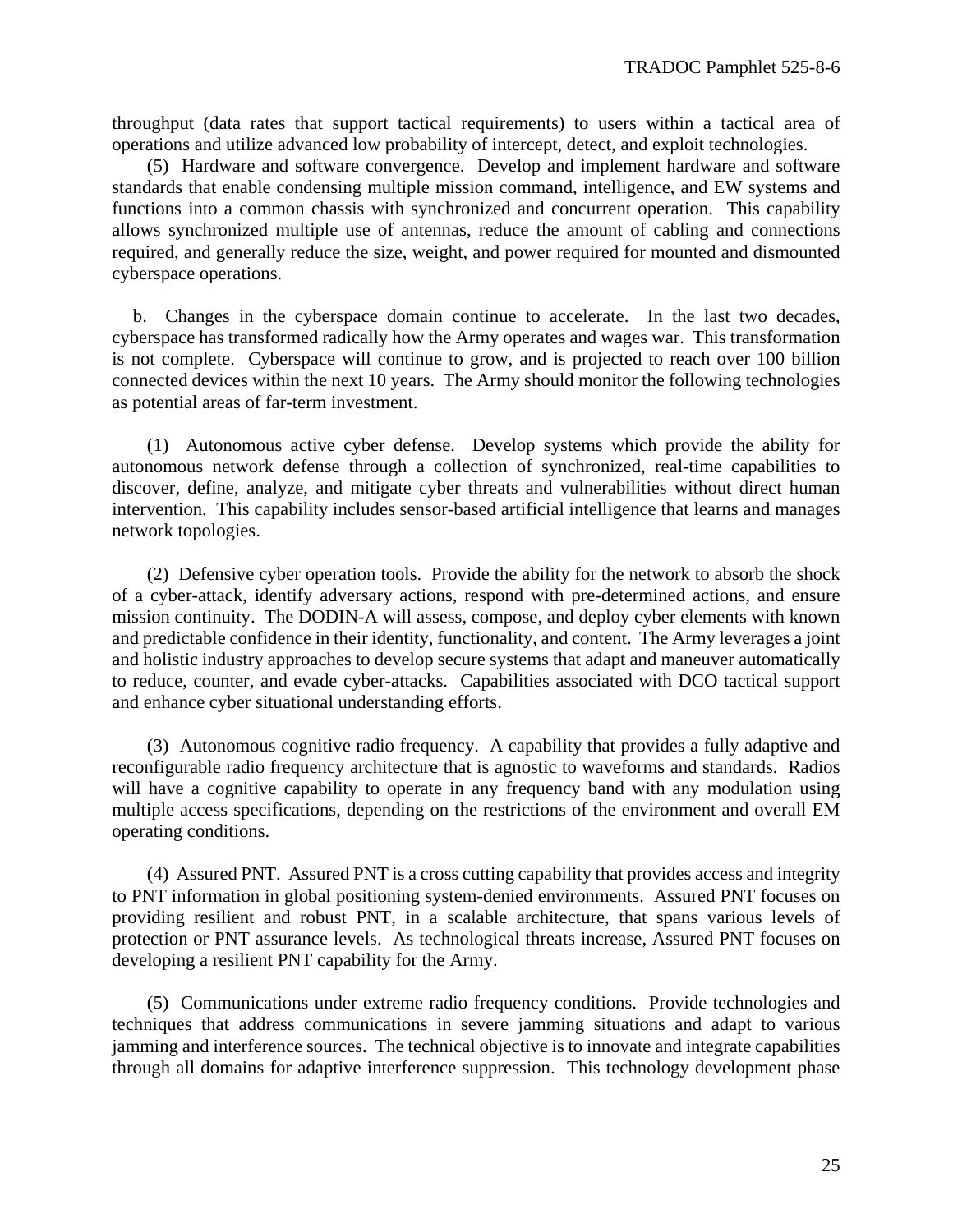throughput (data rates that support tactical requirements) to users within a tactical area of operations and utilize advanced low probability of intercept, detect, and exploit technologies.

(5) Hardware and software convergence. Develop and implement hardware and software standards that enable condensing multiple mission command, intelligence, and EW systems and functions into a common chassis with synchronized and concurrent operation. This capability allows synchronized multiple use of antennas, reduce the amount of cabling and connections required, and generally reduce the size, weight, and power required for mounted and dismounted cyberspace operations.

b. Changes in the cyberspace domain continue to accelerate. In the last two decades, cyberspace has transformed radically how the Army operates and wages war. This transformation is not complete. Cyberspace will continue to grow, and is projected to reach over 100 billion connected devices within the next 10 years. The Army should monitor the following technologies as potential areas of far-term investment.

(1) Autonomous active cyber defense. Develop systems which provide the ability for autonomous network defense through a collection of synchronized, real-time capabilities to discover, define, analyze, and mitigate cyber threats and vulnerabilities without direct human intervention. This capability includes sensor-based artificial intelligence that learns and manages network topologies.

(2) Defensive cyber operation tools. Provide the ability for the network to absorb the shock of a cyber-attack, identify adversary actions, respond with pre-determined actions, and ensure mission continuity. The DODIN-A will assess, compose, and deploy cyber elements with known and predictable confidence in their identity, functionality, and content. The Army leverages a joint and holistic industry approaches to develop secure systems that adapt and maneuver automatically to reduce, counter, and evade cyber-attacks. Capabilities associated with DCO tactical support and enhance cyber situational understanding efforts.

(3) Autonomous cognitive radio frequency. A capability that provides a fully adaptive and reconfigurable radio frequency architecture that is agnostic to waveforms and standards. Radios will have a cognitive capability to operate in any frequency band with any modulation using multiple access specifications, depending on the restrictions of the environment and overall EM operating conditions.

(4) Assured PNT. Assured PNT is a cross cutting capability that provides access and integrity to PNT information in global positioning system-denied environments. Assured PNT focuses on providing resilient and robust PNT, in a scalable architecture, that spans various levels of protection or PNT assurance levels. As technological threats increase, Assured PNT focuses on developing a resilient PNT capability for the Army.

(5) Communications under extreme radio frequency conditions. Provide technologies and techniques that address communications in severe jamming situations and adapt to various jamming and interference sources. The technical objective is to innovate and integrate capabilities through all domains for adaptive interference suppression. This technology development phase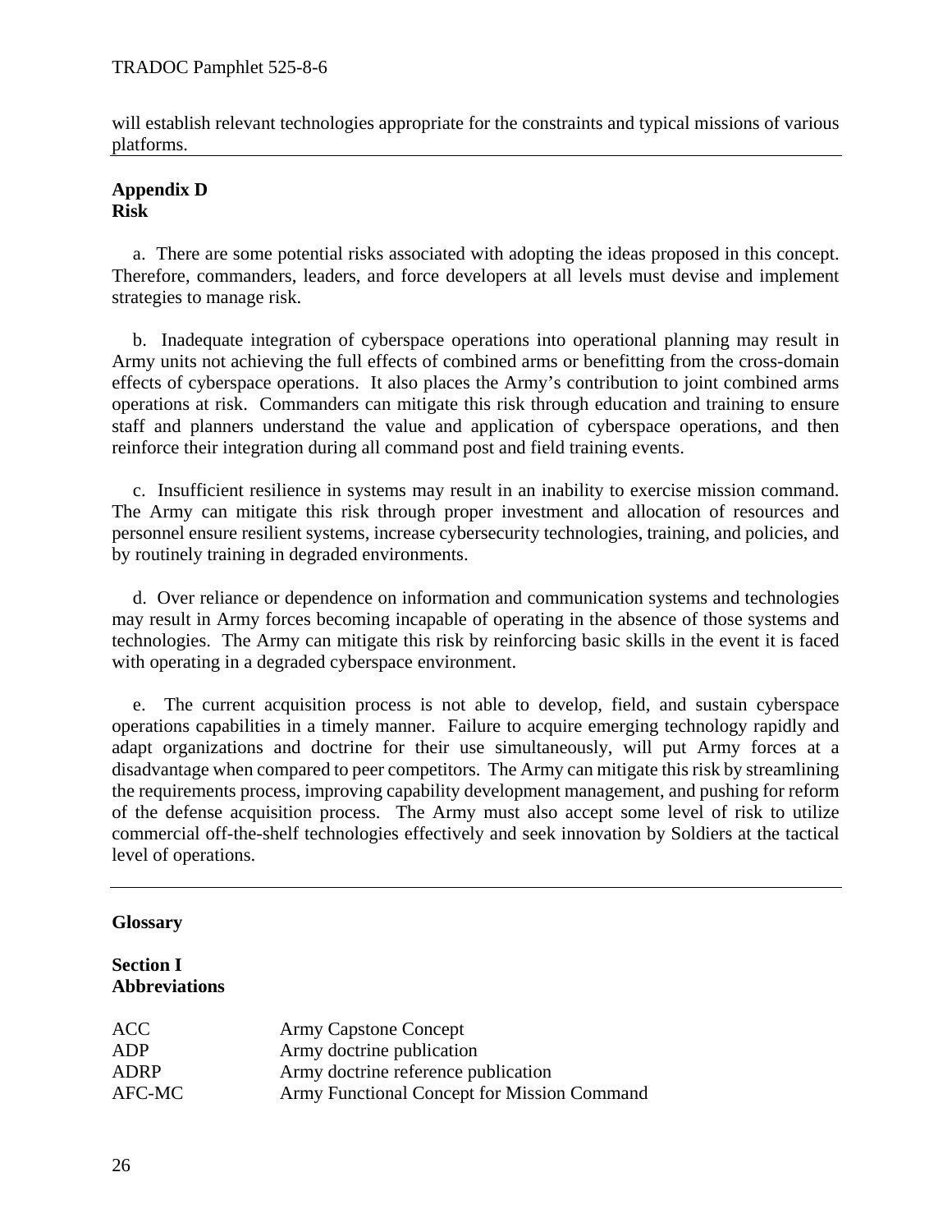will establish relevant technologies appropriate for the constraints and typical missions of various platforms.

## Appendix D
## Risk

a. There are some potential risks associated with adopting the ideas proposed in this concept. Therefore, commanders, leaders, and force developers at all levels must devise and implement strategies to manage risk.

b. Inadequate integration of cyberspace operations into operational planning may result in Army units not achieving the full effects of combined arms or benefitting from the cross-domain effects of cyberspace operations. It also places the Army's contribution to joint combined arms operations at risk. Commanders can mitigate this risk through education and training to ensure staff and planners understand the value and application of cyberspace operations, and then reinforce their integration during all command post and field training events.

c. Insufficient resilience in systems may result in an inability to exercise mission command. The Army can mitigate this risk through proper investment and allocation of resources and personnel ensure resilient systems, increase cybersecurity technologies, training, and policies, and by routinely training in degraded environments.

d. Over reliance or dependence on information and communication systems and technologies may result in Army forces becoming incapable of operating in the absence of those systems and technologies. The Army can mitigate this risk by reinforcing basic skills in the event it is faced with operating in a degraded cyberspace environment.

e. The current acquisition process is not able to develop, field, and sustain cyberspace operations capabilities in a timely manner. Failure to acquire emerging technology rapidly and adapt organizations and doctrine for their use simultaneously, will put Army forces at a disadvantage when compared to peer competitors. The Army can mitigate this risk by streamlining the requirements process, improving capability development management, and pushing for reform of the defense acquisition process. The Army must also accept some level of risk to utilize commercial off-the-shelf technologies effectively and seek innovation by Soldiers at the tactical level of operations.

## Glossary

### Section I
### Abbreviations

| | |
|---|---|
| ACC | Army Capstone Concept |
| ADP | Army doctrine publication |
| ADRP | Army doctrine reference publication |
| AFC-MC | Army Functional Concept for Mission Command |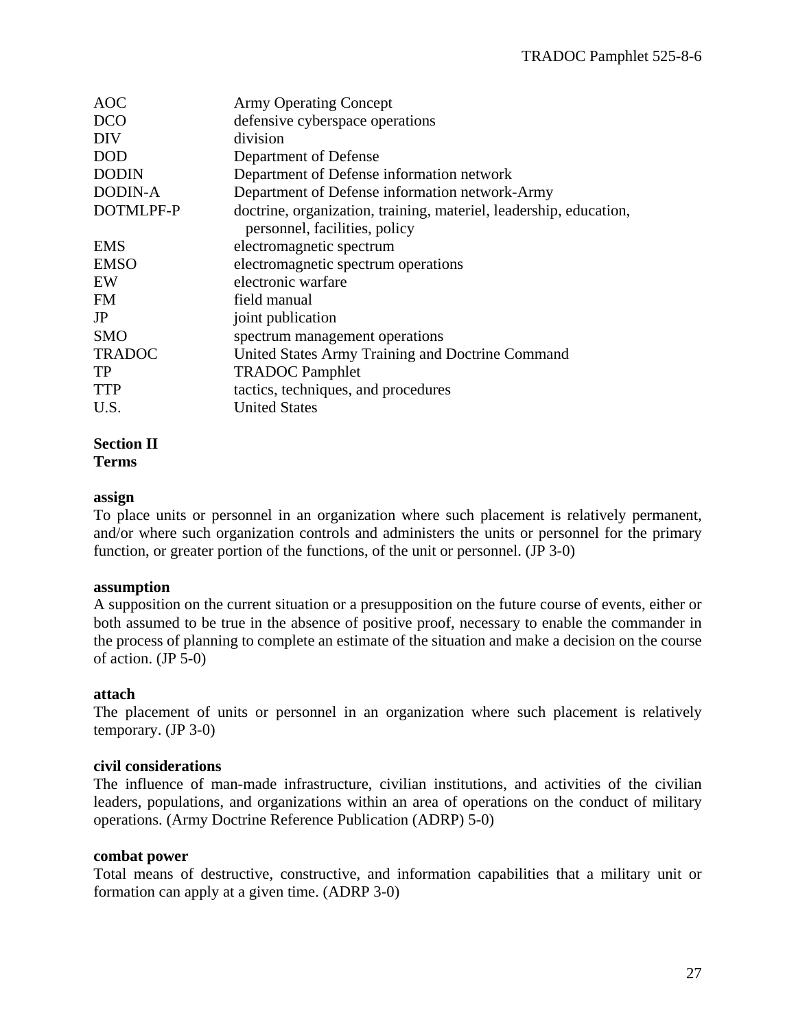| | |
|---|---|
| AOC | Army Operating Concept |
| DCO | defensive cyberspace operations |
| DIV | division |
| DOD | Department of Defense |
| DODIN | Department of Defense information network |
| DODIN-A | Department of Defense information network-Army |
| DOTMLPF-P | doctrine, organization, training, materiel, leadership, education, personnel, facilities, policy |
| EMS | electromagnetic spectrum |
| EMSO | electromagnetic spectrum operations |
| EW | electronic warfare |
| FM | field manual |
| JP | joint publication |
| SMO | spectrum management operations |
| TRADOC | United States Army Training and Doctrine Command |
| TP | TRADOC Pamphlet |
| TTP | tactics, techniques, and procedures |
| U.S. | United States |

**Section II**
**Terms**

**assign**
To place units or personnel in an organization where such placement is relatively permanent, and/or where such organization controls and administers the units or personnel for the primary function, or greater portion of the functions, of the unit or personnel. (JP 3-0)

**assumption**
A supposition on the current situation or a presupposition on the future course of events, either or both assumed to be true in the absence of positive proof, necessary to enable the commander in the process of planning to complete an estimate of the situation and make a decision on the course of action. (JP 5-0)

**attach**
The placement of units or personnel in an organization where such placement is relatively temporary. (JP 3-0)

**civil considerations**
The influence of man-made infrastructure, civilian institutions, and activities of the civilian leaders, populations, and organizations within an area of operations on the conduct of military operations. (Army Doctrine Reference Publication (ADRP) 5-0)

**combat power**
Total means of destructive, constructive, and information capabilities that a military unit or formation can apply at a given time. (ADRP 3-0)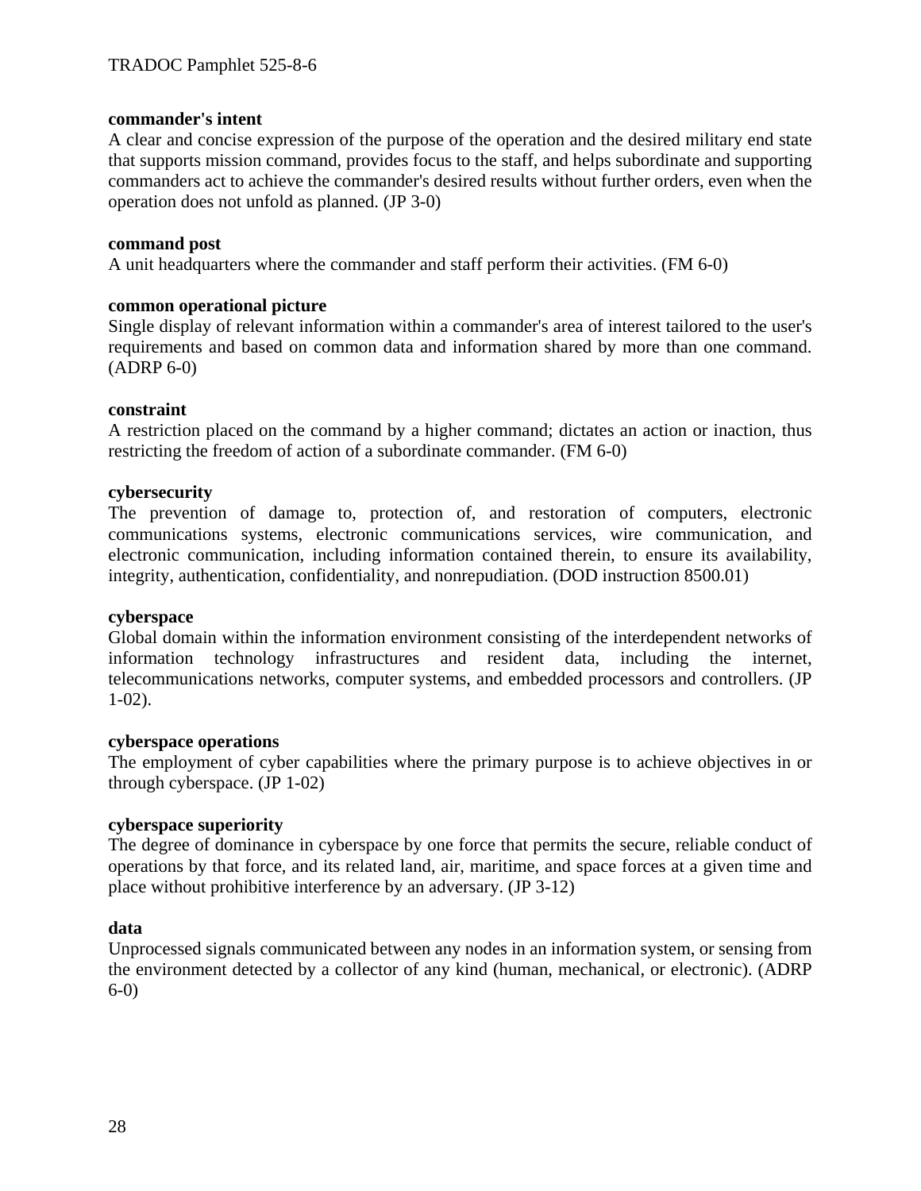**commander's intent**
A clear and concise expression of the purpose of the operation and the desired military end state that supports mission command, provides focus to the staff, and helps subordinate and supporting commanders act to achieve the commander's desired results without further orders, even when the operation does not unfold as planned. (JP 3-0)

**command post**
A unit headquarters where the commander and staff perform their activities. (FM 6-0)

**common operational picture**
Single display of relevant information within a commander's area of interest tailored to the user's requirements and based on common data and information shared by more than one command. (ADRP 6-0)

**constraint**
A restriction placed on the command by a higher command; dictates an action or inaction, thus restricting the freedom of action of a subordinate commander. (FM 6-0)

**cybersecurity**
The prevention of damage to, protection of, and restoration of computers, electronic communications systems, electronic communications services, wire communication, and electronic communication, including information contained therein, to ensure its availability, integrity, authentication, confidentiality, and nonrepudiation. (DOD instruction 8500.01)

**cyberspace**
Global domain within the information environment consisting of the interdependent networks of information technology infrastructures and resident data, including the internet, telecommunications networks, computer systems, and embedded processors and controllers. (JP 1-02).

**cyberspace operations**
The employment of cyber capabilities where the primary purpose is to achieve objectives in or through cyberspace. (JP 1-02)

**cyberspace superiority**
The degree of dominance in cyberspace by one force that permits the secure, reliable conduct of operations by that force, and its related land, air, maritime, and space forces at a given time and place without prohibitive interference by an adversary. (JP 3-12)

**data**
Unprocessed signals communicated between any nodes in an information system, or sensing from the environment detected by a collector of any kind (human, mechanical, or electronic). (ADRP 6-0)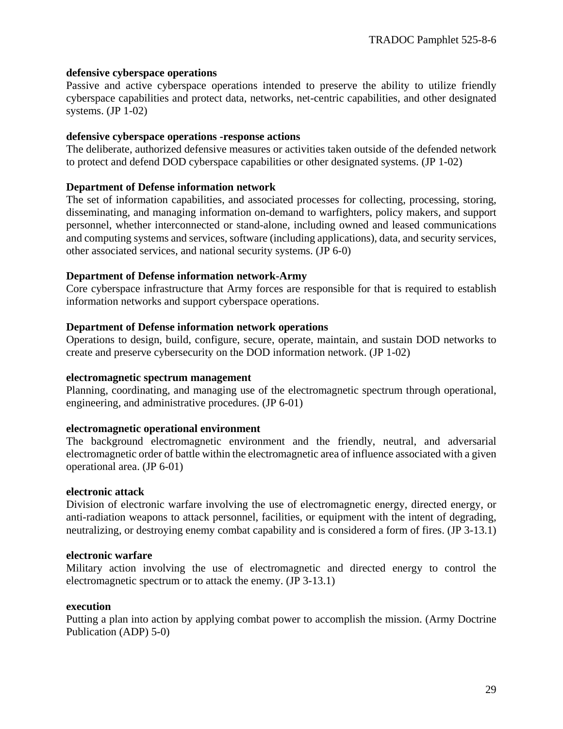**defensive cyberspace operations**
Passive and active cyberspace operations intended to preserve the ability to utilize friendly cyberspace capabilities and protect data, networks, net-centric capabilities, and other designated systems. (JP 1-02)

**defensive cyberspace operations -response actions**
The deliberate, authorized defensive measures or activities taken outside of the defended network to protect and defend DOD cyberspace capabilities or other designated systems. (JP 1-02)

**Department of Defense information network**
The set of information capabilities, and associated processes for collecting, processing, storing, disseminating, and managing information on-demand to warfighters, policy makers, and support personnel, whether interconnected or stand-alone, including owned and leased communications and computing systems and services, software (including applications), data, and security services, other associated services, and national security systems. (JP 6-0)

**Department of Defense information network-Army**
Core cyberspace infrastructure that Army forces are responsible for that is required to establish information networks and support cyberspace operations.

**Department of Defense information network operations**
Operations to design, build, configure, secure, operate, maintain, and sustain DOD networks to create and preserve cybersecurity on the DOD information network. (JP 1-02)

**electromagnetic spectrum management**
Planning, coordinating, and managing use of the electromagnetic spectrum through operational, engineering, and administrative procedures. (JP 6-01)

**electromagnetic operational environment**
The background electromagnetic environment and the friendly, neutral, and adversarial electromagnetic order of battle within the electromagnetic area of influence associated with a given operational area. (JP 6-01)

**electronic attack**
Division of electronic warfare involving the use of electromagnetic energy, directed energy, or anti-radiation weapons to attack personnel, facilities, or equipment with the intent of degrading, neutralizing, or destroying enemy combat capability and is considered a form of fires. (JP 3-13.1)

**electronic warfare**
Military action involving the use of electromagnetic and directed energy to control the electromagnetic spectrum or to attack the enemy. (JP 3-13.1)

**execution**
Putting a plan into action by applying combat power to accomplish the mission. (Army Doctrine Publication (ADP) 5-0)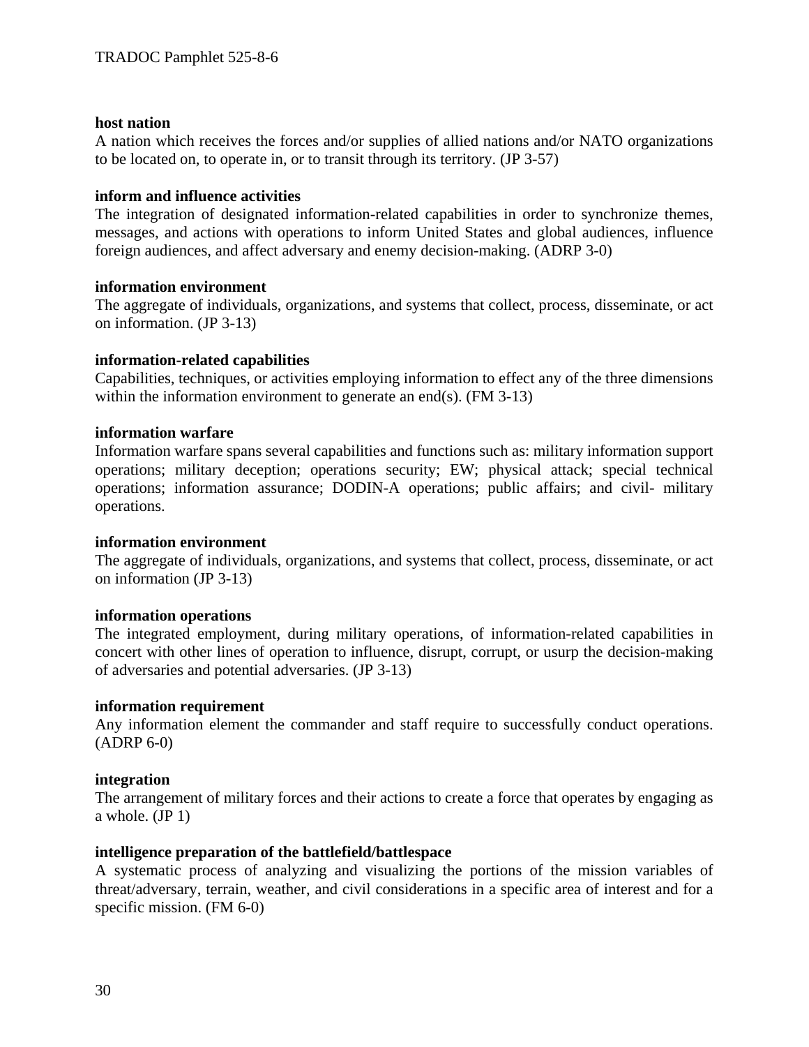**host nation**
A nation which receives the forces and/or supplies of allied nations and/or NATO organizations to be located on, to operate in, or to transit through its territory. (JP 3-57)

**inform and influence activities**
The integration of designated information-related capabilities in order to synchronize themes, messages, and actions with operations to inform United States and global audiences, influence foreign audiences, and affect adversary and enemy decision-making. (ADRP 3-0)

**information environment**
The aggregate of individuals, organizations, and systems that collect, process, disseminate, or act on information. (JP 3-13)

**information-related capabilities**
Capabilities, techniques, or activities employing information to effect any of the three dimensions within the information environment to generate an end(s). (FM 3-13)

**information warfare**
Information warfare spans several capabilities and functions such as: military information support operations; military deception; operations security; EW; physical attack; special technical operations; information assurance; DODIN-A operations; public affairs; and civil- military operations.

**information environment**
The aggregate of individuals, organizations, and systems that collect, process, disseminate, or act on information (JP 3-13)

**information operations**
The integrated employment, during military operations, of information-related capabilities in concert with other lines of operation to influence, disrupt, corrupt, or usurp the decision-making of adversaries and potential adversaries. (JP 3-13)

**information requirement**
Any information element the commander and staff require to successfully conduct operations. (ADRP 6-0)

**integration**
The arrangement of military forces and their actions to create a force that operates by engaging as a whole. (JP 1)

**intelligence preparation of the battlefield/battlespace**
A systematic process of analyzing and visualizing the portions of the mission variables of threat/adversary, terrain, weather, and civil considerations in a specific area of interest and for a specific mission. (FM 6-0)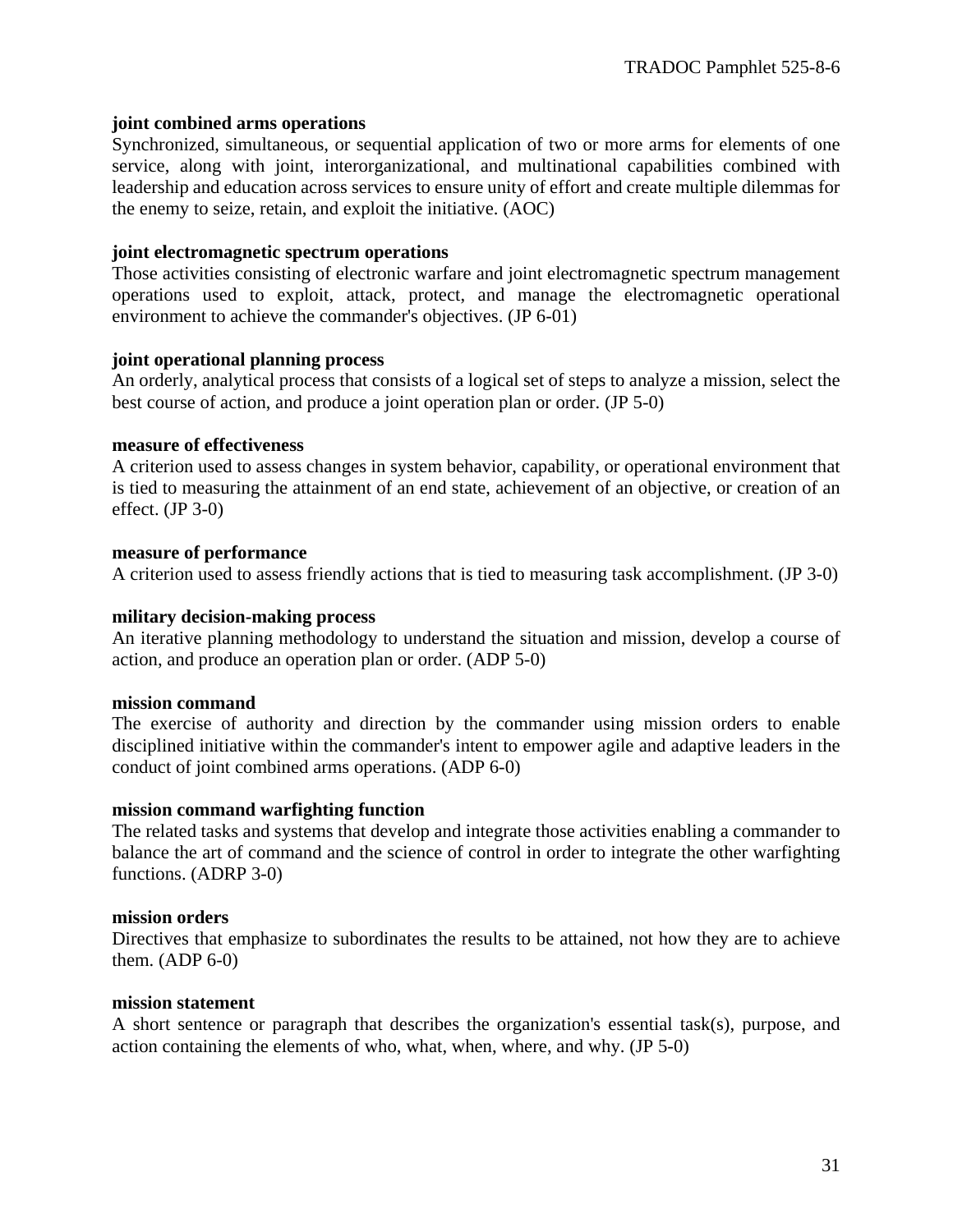**joint combined arms operations**
Synchronized, simultaneous, or sequential application of two or more arms for elements of one service, along with joint, interorganizational, and multinational capabilities combined with leadership and education across services to ensure unity of effort and create multiple dilemmas for the enemy to seize, retain, and exploit the initiative. (AOC)

**joint electromagnetic spectrum operations**
Those activities consisting of electronic warfare and joint electromagnetic spectrum management operations used to exploit, attack, protect, and manage the electromagnetic operational environment to achieve the commander's objectives. (JP 6-01)

**joint operational planning process**
An orderly, analytical process that consists of a logical set of steps to analyze a mission, select the best course of action, and produce a joint operation plan or order. (JP 5-0)

**measure of effectiveness**
A criterion used to assess changes in system behavior, capability, or operational environment that is tied to measuring the attainment of an end state, achievement of an objective, or creation of an effect. (JP 3-0)

**measure of performance**
A criterion used to assess friendly actions that is tied to measuring task accomplishment. (JP 3-0)

**military decision-making process**
An iterative planning methodology to understand the situation and mission, develop a course of action, and produce an operation plan or order. (ADP 5-0)

**mission command**
The exercise of authority and direction by the commander using mission orders to enable disciplined initiative within the commander's intent to empower agile and adaptive leaders in the conduct of joint combined arms operations. (ADP 6-0)

**mission command warfighting function**
The related tasks and systems that develop and integrate those activities enabling a commander to balance the art of command and the science of control in order to integrate the other warfighting functions. (ADRP 3-0)

**mission orders**
Directives that emphasize to subordinates the results to be attained, not how they are to achieve them. (ADP 6-0)

**mission statement**
A short sentence or paragraph that describes the organization's essential task(s), purpose, and action containing the elements of who, what, when, where, and why. (JP 5-0)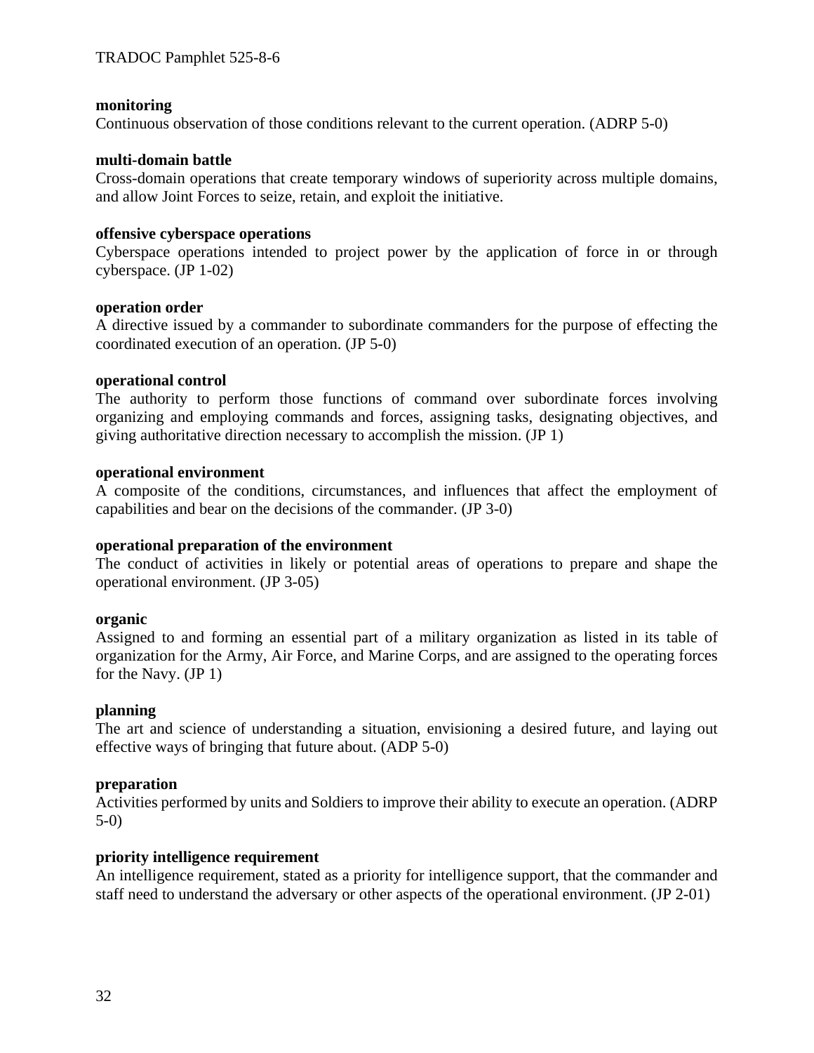**monitoring**
Continuous observation of those conditions relevant to the current operation. (ADRP 5-0)

**multi-domain battle**
Cross-domain operations that create temporary windows of superiority across multiple domains, and allow Joint Forces to seize, retain, and exploit the initiative.

**offensive cyberspace operations**
Cyberspace operations intended to project power by the application of force in or through cyberspace. (JP 1-02)

**operation order**
A directive issued by a commander to subordinate commanders for the purpose of effecting the coordinated execution of an operation. (JP 5-0)

**operational control**
The authority to perform those functions of command over subordinate forces involving organizing and employing commands and forces, assigning tasks, designating objectives, and giving authoritative direction necessary to accomplish the mission. (JP 1)

**operational environment**
A composite of the conditions, circumstances, and influences that affect the employment of capabilities and bear on the decisions of the commander. (JP 3-0)

**operational preparation of the environment**
The conduct of activities in likely or potential areas of operations to prepare and shape the operational environment. (JP 3-05)

**organic**
Assigned to and forming an essential part of a military organization as listed in its table of organization for the Army, Air Force, and Marine Corps, and are assigned to the operating forces for the Navy. (JP 1)

**planning**
The art and science of understanding a situation, envisioning a desired future, and laying out effective ways of bringing that future about. (ADP 5-0)

**preparation**
Activities performed by units and Soldiers to improve their ability to execute an operation. (ADRP 5-0)

**priority intelligence requirement**
An intelligence requirement, stated as a priority for intelligence support, that the commander and staff need to understand the adversary or other aspects of the operational environment. (JP 2-01)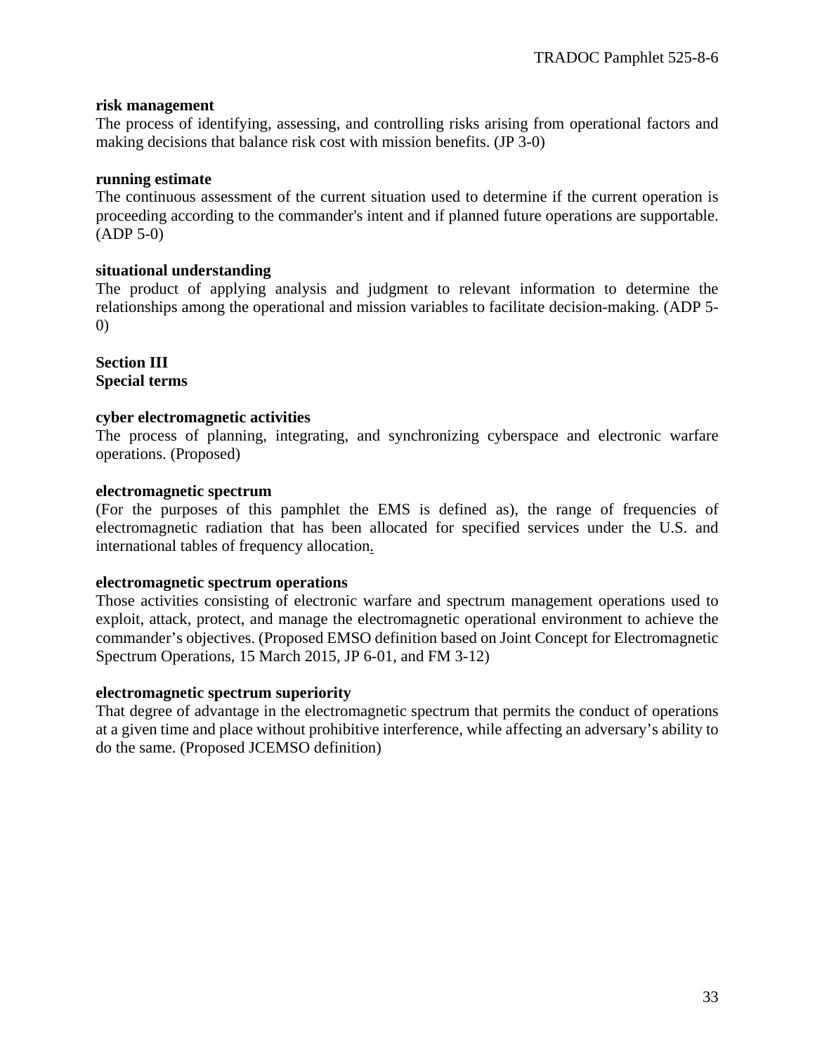**risk management**
The process of identifying, assessing, and controlling risks arising from operational factors and making decisions that balance risk cost with mission benefits. (JP 3-0)

**running estimate**
The continuous assessment of the current situation used to determine if the current operation is proceeding according to the commander's intent and if planned future operations are supportable. (ADP 5-0)

**situational understanding**
The product of applying analysis and judgment to relevant information to determine the relationships among the operational and mission variables to facilitate decision-making. (ADP 5-0)

## Section III
## Special terms

**cyber electromagnetic activities**
The process of planning, integrating, and synchronizing cyberspace and electronic warfare operations. (Proposed)

**electromagnetic spectrum**
(For the purposes of this pamphlet the EMS is defined as), the range of frequencies of electromagnetic radiation that has been allocated for specified services under the U.S. and international tables of frequency allocation.

**electromagnetic spectrum operations**
Those activities consisting of electronic warfare and spectrum management operations used to exploit, attack, protect, and manage the electromagnetic operational environment to achieve the commander's objectives. (Proposed EMSO definition based on Joint Concept for Electromagnetic Spectrum Operations, 15 March 2015, JP 6-01, and FM 3-12)

**electromagnetic spectrum superiority**
That degree of advantage in the electromagnetic spectrum that permits the conduct of operations at a given time and place without prohibitive interference, while affecting an adversary's ability to do the same. (Proposed JCEMSO definition)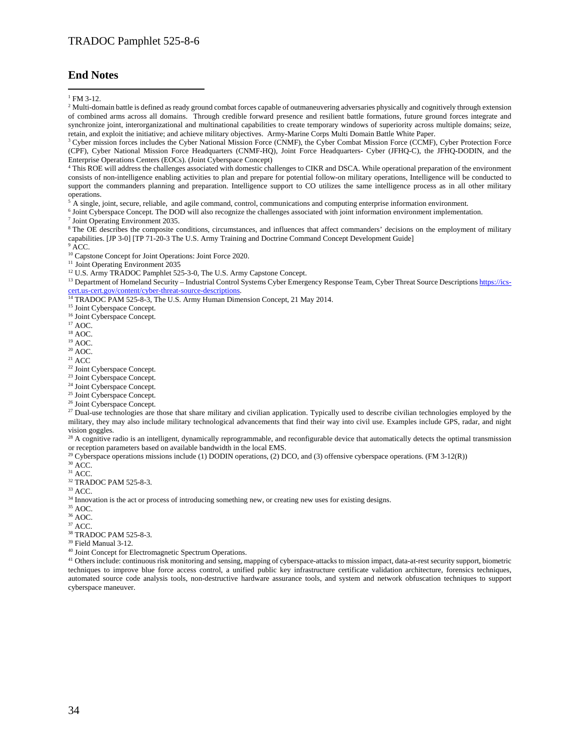## End Notes

[1] FM 3-12.

[2] Multi-domain battle is defined as ready ground combat forces capable of outmaneuvering adversaries physically and cognitively through extension of combined arms across all domains. Through credible forward presence and resilient battle formations, future ground forces integrate and synchronize joint, interorganizational and multinational capabilities to create temporary windows of superiority across multiple domains; seize, retain, and exploit the initiative; and achieve military objectives. Army-Marine Corps Multi Domain Battle White Paper.

[3] Cyber mission forces includes the Cyber National Mission Force (CNMF), the Cyber Combat Mission Force (CCMF), Cyber Protection Force (CPF), Cyber National Mission Force Headquarters (CNMF-HQ), Joint Force Headquarters- Cyber (JFHQ-C), the JFHQ-DODIN, and the Enterprise Operations Centers (EOCs). (Joint Cyberspace Concept)

[4] This ROE will address the challenges associated with domestic challenges to CIKR and DSCA. While operational preparation of the environment consists of non-intelligence enabling activities to plan and prepare for potential follow-on military operations, Intelligence will be conducted to support the commanders planning and preparation. Intelligence support to CO utilizes the same intelligence process as in all other military operations.

[5] A single, joint, secure, reliable, and agile command, control, communications and computing enterprise information environment.

[6] Joint Cyberspace Concept. The DOD will also recognize the challenges associated with joint information environment implementation.

[7] Joint Operating Environment 2035.

[8] The OE describes the composite conditions, circumstances, and influences that affect commanders' decisions on the employment of military capabilities. [JP 3-0] [TP 71-20-3 The U.S. Army Training and Doctrine Command Concept Development Guide]

[9] ACC.

[10] Capstone Concept for Joint Operations: Joint Force 2020.

[11] Joint Operating Environment 2035

[12] U.S. Army TRADOC Pamphlet 525-3-0, The U.S. Army Capstone Concept.

[13] Department of Homeland Security – Industrial Control Systems Cyber Emergency Response Team, Cyber Threat Source Descriptions https://ics-cert.us-cert.gov/content/cyber-threat-source-descriptions.

[14] TRADOC PAM 525-8-3, The U.S. Army Human Dimension Concept, 21 May 2014.

[15] Joint Cyberspace Concept.

[16] Joint Cyberspace Concept.

[17] AOC.

[18] AOC.

[19] AOC.

[20] AOC.

[21] ACC

[22] Joint Cyberspace Concept.

[23] Joint Cyberspace Concept.

[24] Joint Cyberspace Concept.

[25] Joint Cyberspace Concept.

[26] Joint Cyberspace Concept.

[27] Dual-use technologies are those that share military and civilian application. Typically used to describe civilian technologies employed by the military, they may also include military technological advancements that find their way into civil use. Examples include GPS, radar, and night vision goggles.

[28] A cognitive radio is an intelligent, dynamically reprogrammable, and reconfigurable device that automatically detects the optimal transmission or reception parameters based on available bandwidth in the local EMS.

[29] Cyberspace operations missions include (1) DODIN operations, (2) DCO, and (3) offensive cyberspace operations. (FM 3-12(R))

[30] ACC.

[31] ACC.

[32] TRADOC PAM 525-8-3.

[33] ACC.

[34] Innovation is the act or process of introducing something new, or creating new uses for existing designs.

[35] AOC.

[36] AOC.

[37] ACC.

[38] TRADOC PAM 525-8-3.

[39] Field Manual 3-12.

[40] Joint Concept for Electromagnetic Spectrum Operations.

[41] Others include: continuous risk monitoring and sensing, mapping of cyberspace-attacks to mission impact, data-at-rest security support, biometric techniques to improve blue force access control, a unified public key infrastructure certificate validation architecture, forensics techniques, automated source code analysis tools, non-destructive hardware assurance tools, and system and network obfuscation techniques to support cyberspace maneuver.